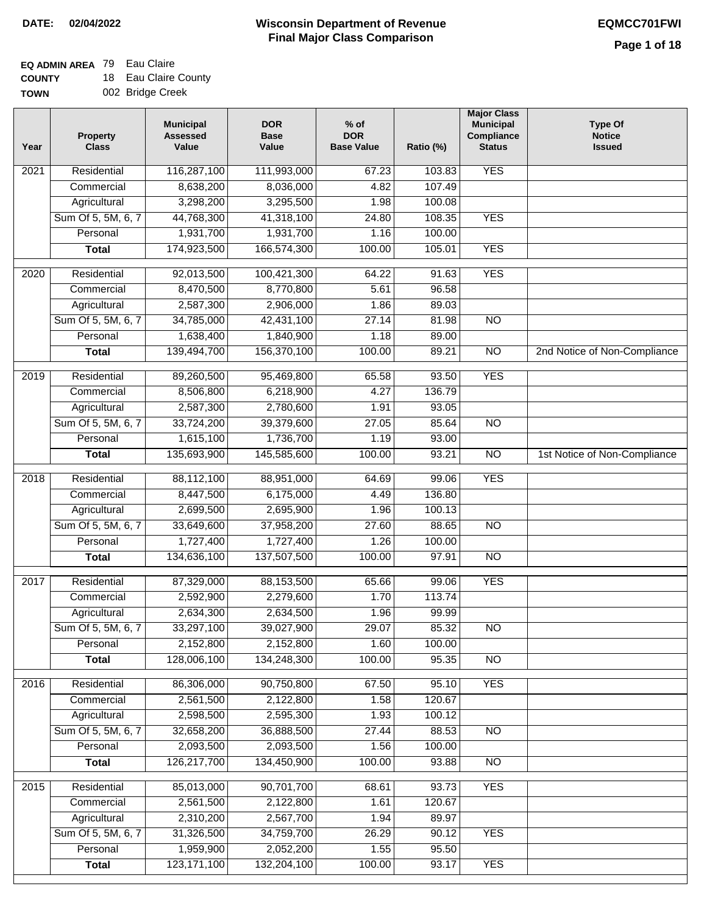**DATE:** 02/04/2022

# Wisconsin Department of Revenue
## Final Major Class Comparison

**EQMCC701FWI**

**EQ ADMIN AREA** 79 Eau Claire
**COUNTY** 18 Eau Claire County
**TOWN** 002 Bridge Creek

| Year | Property Class | Municipal Assessed Value | DOR Base Value | % of DOR Base Value | Ratio (%) | Major Class Municipal Compliance Status | Type Of Notice Issued |
|---|---|---|---|---|---|---|---|
| 2021 | Residential | 116,287,100 | 111,993,000 | 67.23 | 103.83 | YES | |
| | Commercial | 8,638,200 | 8,036,000 | 4.82 | 107.49 | | |
| | Agricultural | 3,298,200 | 3,295,500 | 1.98 | 100.08 | | |
| | Sum Of 5, 5M, 6, 7 | 44,768,300 | 41,318,100 | 24.80 | 108.35 | YES | |
| | Personal | 1,931,700 | 1,931,700 | 1.16 | 100.00 | | |
| | **Total** | 174,923,500 | 166,574,300 | 100.00 | 105.01 | YES | |
| 2020 | Residential | 92,013,500 | 100,421,300 | 64.22 | 91.63 | YES | |
| | Commercial | 8,470,500 | 8,770,800 | 5.61 | 96.58 | | |
| | Agricultural | 2,587,300 | 2,906,000 | 1.86 | 89.03 | | |
| | Sum Of 5, 5M, 6, 7 | 34,785,000 | 42,431,100 | 27.14 | 81.98 | NO | |
| | Personal | 1,638,400 | 1,840,900 | 1.18 | 89.00 | | |
| | **Total** | 139,494,700 | 156,370,100 | 100.00 | 89.21 | NO | 2nd Notice of Non-Compliance |
| 2019 | Residential | 89,260,500 | 95,469,800 | 65.58 | 93.50 | YES | |
| | Commercial | 8,506,800 | 6,218,900 | 4.27 | 136.79 | | |
| | Agricultural | 2,587,300 | 2,780,600 | 1.91 | 93.05 | | |
| | Sum Of 5, 5M, 6, 7 | 33,724,200 | 39,379,600 | 27.05 | 85.64 | NO | |
| | Personal | 1,615,100 | 1,736,700 | 1.19 | 93.00 | | |
| | **Total** | 135,693,900 | 145,585,600 | 100.00 | 93.21 | NO | 1st Notice of Non-Compliance |
| 2018 | Residential | 88,112,100 | 88,951,000 | 64.69 | 99.06 | YES | |
| | Commercial | 8,447,500 | 6,175,000 | 4.49 | 136.80 | | |
| | Agricultural | 2,699,500 | 2,695,900 | 1.96 | 100.13 | | |
| | Sum Of 5, 5M, 6, 7 | 33,649,600 | 37,958,200 | 27.60 | 88.65 | NO | |
| | Personal | 1,727,400 | 1,727,400 | 1.26 | 100.00 | | |
| | **Total** | 134,636,100 | 137,507,500 | 100.00 | 97.91 | NO | |
| 2017 | Residential | 87,329,000 | 88,153,500 | 65.66 | 99.06 | YES | |
| | Commercial | 2,592,900 | 2,279,600 | 1.70 | 113.74 | | |
| | Agricultural | 2,634,300 | 2,634,500 | 1.96 | 99.99 | | |
| | Sum Of 5, 5M, 6, 7 | 33,297,100 | 39,027,900 | 29.07 | 85.32 | NO | |
| | Personal | 2,152,800 | 2,152,800 | 1.60 | 100.00 | | |
| | **Total** | 128,006,100 | 134,248,300 | 100.00 | 95.35 | NO | |
| 2016 | Residential | 86,306,000 | 90,750,800 | 67.50 | 95.10 | YES | |
| | Commercial | 2,561,500 | 2,122,800 | 1.58 | 120.67 | | |
| | Agricultural | 2,598,500 | 2,595,300 | 1.93 | 100.12 | | |
| | Sum Of 5, 5M, 6, 7 | 32,658,200 | 36,888,500 | 27.44 | 88.53 | NO | |
| | Personal | 2,093,500 | 2,093,500 | 1.56 | 100.00 | | |
| | **Total** | 126,217,700 | 134,450,900 | 100.00 | 93.88 | NO | |
| 2015 | Residential | 85,013,000 | 90,701,700 | 68.61 | 93.73 | YES | |
| | Commercial | 2,561,500 | 2,122,800 | 1.61 | 120.67 | | |
| | Agricultural | 2,310,200 | 2,567,700 | 1.94 | 89.97 | | |
| | Sum Of 5, 5M, 6, 7 | 31,326,500 | 34,759,700 | 26.29 | 90.12 | YES | |
| | Personal | 1,959,900 | 2,052,200 | 1.55 | 95.50 | | |
| | **Total** | 123,171,100 | 132,204,100 | 100.00 | 93.17 | YES | |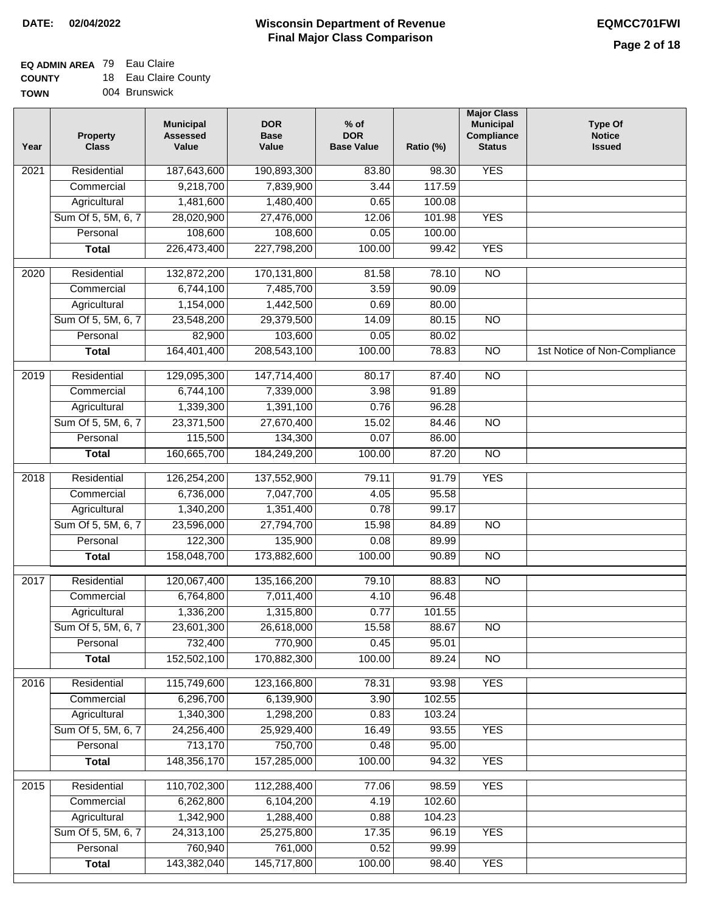**DATE:** 02/04/2022

# Wisconsin Department of Revenue
## Final Major Class Comparison

**EQMCC701FWI**

**EQ ADMIN AREA** 79 Eau Claire
**COUNTY** 18 Eau Claire County
**TOWN** 004 Brunswick

| Year | Property Class | Municipal Assessed Value | DOR Base Value | % of DOR Base Value | Ratio (%) | Major Class Municipal Compliance Status | Type Of Notice Issued |
|---|---|---|---|---|---|---|---|
| 2021 | Residential | 187,643,600 | 190,893,300 | 83.80 | 98.30 | YES | |
| | Commercial | 9,218,700 | 7,839,900 | 3.44 | 117.59 | | |
| | Agricultural | 1,481,600 | 1,480,400 | 0.65 | 100.08 | | |
| | Sum Of 5, 5M, 6, 7 | 28,020,900 | 27,476,000 | 12.06 | 101.98 | YES | |
| | Personal | 108,600 | 108,600 | 0.05 | 100.00 | | |
| | **Total** | 226,473,400 | 227,798,200 | 100.00 | 99.42 | YES | |
| 2020 | Residential | 132,872,200 | 170,131,800 | 81.58 | 78.10 | NO | |
| | Commercial | 6,744,100 | 7,485,700 | 3.59 | 90.09 | | |
| | Agricultural | 1,154,000 | 1,442,500 | 0.69 | 80.00 | | |
| | Sum Of 5, 5M, 6, 7 | 23,548,200 | 29,379,500 | 14.09 | 80.15 | NO | |
| | Personal | 82,900 | 103,600 | 0.05 | 80.02 | | |
| | **Total** | 164,401,400 | 208,543,100 | 100.00 | 78.83 | NO | 1st Notice of Non-Compliance |
| 2019 | Residential | 129,095,300 | 147,714,400 | 80.17 | 87.40 | NO | |
| | Commercial | 6,744,100 | 7,339,000 | 3.98 | 91.89 | | |
| | Agricultural | 1,339,300 | 1,391,100 | 0.76 | 96.28 | | |
| | Sum Of 5, 5M, 6, 7 | 23,371,500 | 27,670,400 | 15.02 | 84.46 | NO | |
| | Personal | 115,500 | 134,300 | 0.07 | 86.00 | | |
| | **Total** | 160,665,700 | 184,249,200 | 100.00 | 87.20 | NO | |
| 2018 | Residential | 126,254,200 | 137,552,900 | 79.11 | 91.79 | YES | |
| | Commercial | 6,736,000 | 7,047,700 | 4.05 | 95.58 | | |
| | Agricultural | 1,340,200 | 1,351,400 | 0.78 | 99.17 | | |
| | Sum Of 5, 5M, 6, 7 | 23,596,000 | 27,794,700 | 15.98 | 84.89 | NO | |
| | Personal | 122,300 | 135,900 | 0.08 | 89.99 | | |
| | **Total** | 158,048,700 | 173,882,600 | 100.00 | 90.89 | NO | |
| 2017 | Residential | 120,067,400 | 135,166,200 | 79.10 | 88.83 | NO | |
| | Commercial | 6,764,800 | 7,011,400 | 4.10 | 96.48 | | |
| | Agricultural | 1,336,200 | 1,315,800 | 0.77 | 101.55 | | |
| | Sum Of 5, 5M, 6, 7 | 23,601,300 | 26,618,000 | 15.58 | 88.67 | NO | |
| | Personal | 732,400 | 770,900 | 0.45 | 95.01 | | |
| | **Total** | 152,502,100 | 170,882,300 | 100.00 | 89.24 | NO | |
| 2016 | Residential | 115,749,600 | 123,166,800 | 78.31 | 93.98 | YES | |
| | Commercial | 6,296,700 | 6,139,900 | 3.90 | 102.55 | | |
| | Agricultural | 1,340,300 | 1,298,200 | 0.83 | 103.24 | | |
| | Sum Of 5, 5M, 6, 7 | 24,256,400 | 25,929,400 | 16.49 | 93.55 | YES | |
| | Personal | 713,170 | 750,700 | 0.48 | 95.00 | | |
| | **Total** | 148,356,170 | 157,285,000 | 100.00 | 94.32 | YES | |
| 2015 | Residential | 110,702,300 | 112,288,400 | 77.06 | 98.59 | YES | |
| | Commercial | 6,262,800 | 6,104,200 | 4.19 | 102.60 | | |
| | Agricultural | 1,342,900 | 1,288,400 | 0.88 | 104.23 | | |
| | Sum Of 5, 5M, 6, 7 | 24,313,100 | 25,275,800 | 17.35 | 96.19 | YES | |
| | Personal | 760,940 | 761,000 | 0.52 | 99.99 | | |
| | **Total** | 143,382,040 | 145,717,800 | 100.00 | 98.40 | YES | |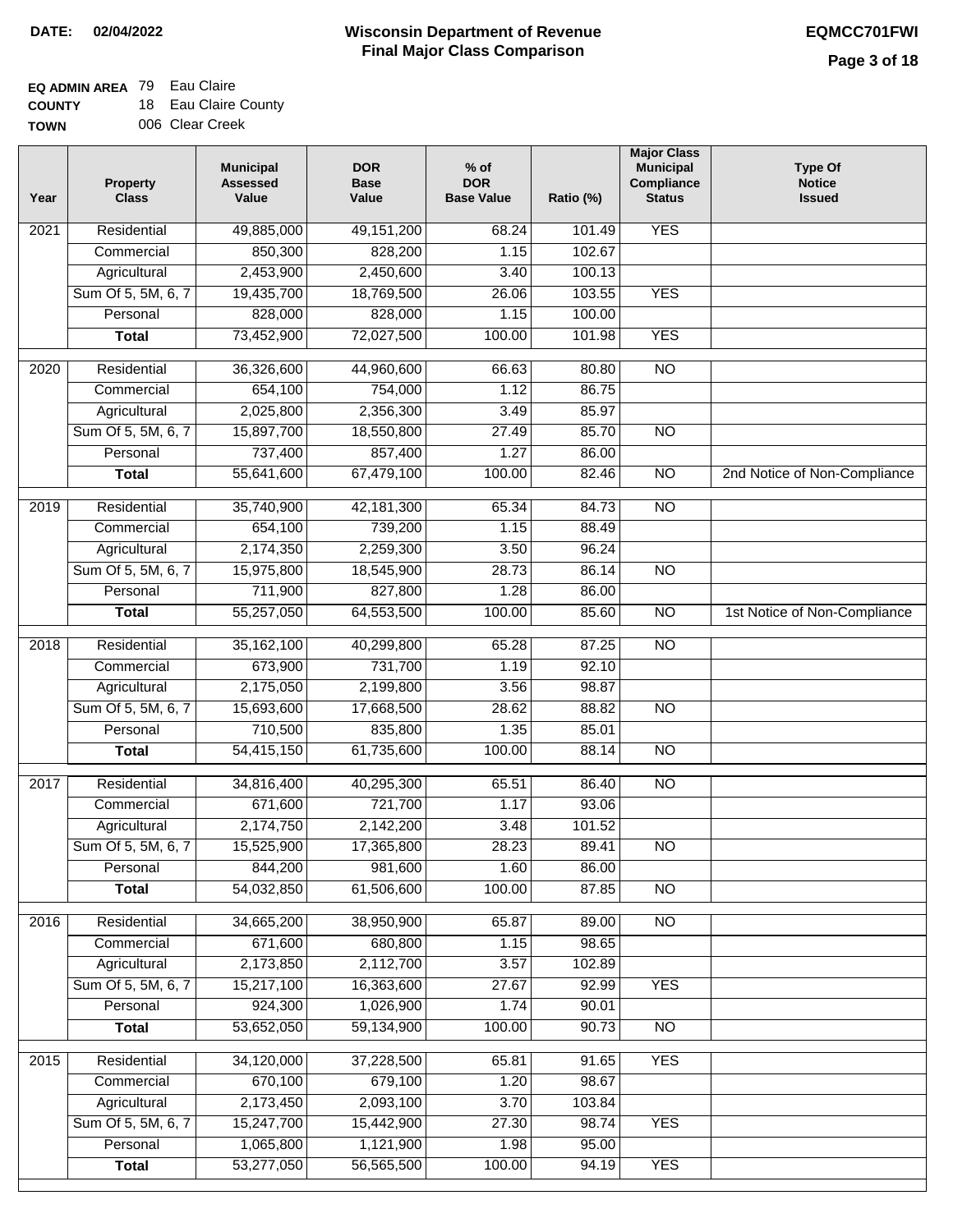**DATE: 02/04/2022**

# Wisconsin Department of Revenue
## Final Major Class Comparison

**EQMCC701FWI**

| | | |
|---|---|---|
| **EQ ADMIN AREA** | 79 | Eau Claire |
| **COUNTY** | 18 | Eau Claire County |
| **TOWN** | 006 | Clear Creek |

| Year | Property Class | Municipal Assessed Value | DOR Base Value | % of DOR Base Value | Ratio (%) | Major Class Municipal Compliance Status | Type Of Notice Issued |
|---|---|---|---|---|---|---|---|
| 2021 | Residential | 49,885,000 | 49,151,200 | 68.24 | 101.49 | YES | |
| | Commercial | 850,300 | 828,200 | 1.15 | 102.67 | | |
| | Agricultural | 2,453,900 | 2,450,600 | 3.40 | 100.13 | | |
| | Sum Of 5, 5M, 6, 7 | 19,435,700 | 18,769,500 | 26.06 | 103.55 | YES | |
| | Personal | 828,000 | 828,000 | 1.15 | 100.00 | | |
| | **Total** | 73,452,900 | 72,027,500 | 100.00 | 101.98 | YES | |
| 2020 | Residential | 36,326,600 | 44,960,600 | 66.63 | 80.80 | NO | |
| | Commercial | 654,100 | 754,000 | 1.12 | 86.75 | | |
| | Agricultural | 2,025,800 | 2,356,300 | 3.49 | 85.97 | | |
| | Sum Of 5, 5M, 6, 7 | 15,897,700 | 18,550,800 | 27.49 | 85.70 | NO | |
| | Personal | 737,400 | 857,400 | 1.27 | 86.00 | | |
| | **Total** | 55,641,600 | 67,479,100 | 100.00 | 82.46 | NO | 2nd Notice of Non-Compliance |
| 2019 | Residential | 35,740,900 | 42,181,300 | 65.34 | 84.73 | NO | |
| | Commercial | 654,100 | 739,200 | 1.15 | 88.49 | | |
| | Agricultural | 2,174,350 | 2,259,300 | 3.50 | 96.24 | | |
| | Sum Of 5, 5M, 6, 7 | 15,975,800 | 18,545,900 | 28.73 | 86.14 | NO | |
| | Personal | 711,900 | 827,800 | 1.28 | 86.00 | | |
| | **Total** | 55,257,050 | 64,553,500 | 100.00 | 85.60 | NO | 1st Notice of Non-Compliance |
| 2018 | Residential | 35,162,100 | 40,299,800 | 65.28 | 87.25 | NO | |
| | Commercial | 673,900 | 731,700 | 1.19 | 92.10 | | |
| | Agricultural | 2,175,050 | 2,199,800 | 3.56 | 98.87 | | |
| | Sum Of 5, 5M, 6, 7 | 15,693,600 | 17,668,500 | 28.62 | 88.82 | NO | |
| | Personal | 710,500 | 835,800 | 1.35 | 85.01 | | |
| | **Total** | 54,415,150 | 61,735,600 | 100.00 | 88.14 | NO | |
| 2017 | Residential | 34,816,400 | 40,295,300 | 65.51 | 86.40 | NO | |
| | Commercial | 671,600 | 721,700 | 1.17 | 93.06 | | |
| | Agricultural | 2,174,750 | 2,142,200 | 3.48 | 101.52 | | |
| | Sum Of 5, 5M, 6, 7 | 15,525,900 | 17,365,800 | 28.23 | 89.41 | NO | |
| | Personal | 844,200 | 981,600 | 1.60 | 86.00 | | |
| | **Total** | 54,032,850 | 61,506,600 | 100.00 | 87.85 | NO | |
| 2016 | Residential | 34,665,200 | 38,950,900 | 65.87 | 89.00 | NO | |
| | Commercial | 671,600 | 680,800 | 1.15 | 98.65 | | |
| | Agricultural | 2,173,850 | 2,112,700 | 3.57 | 102.89 | | |
| | Sum Of 5, 5M, 6, 7 | 15,217,100 | 16,363,600 | 27.67 | 92.99 | YES | |
| | Personal | 924,300 | 1,026,900 | 1.74 | 90.01 | | |
| | **Total** | 53,652,050 | 59,134,900 | 100.00 | 90.73 | NO | |
| 2015 | Residential | 34,120,000 | 37,228,500 | 65.81 | 91.65 | YES | |
| | Commercial | 670,100 | 679,100 | 1.20 | 98.67 | | |
| | Agricultural | 2,173,450 | 2,093,100 | 3.70 | 103.84 | | |
| | Sum Of 5, 5M, 6, 7 | 15,247,700 | 15,442,900 | 27.30 | 98.74 | YES | |
| | Personal | 1,065,800 | 1,121,900 | 1.98 | 95.00 | | |
| | **Total** | 53,277,050 | 56,565,500 | 100.00 | 94.19 | YES | |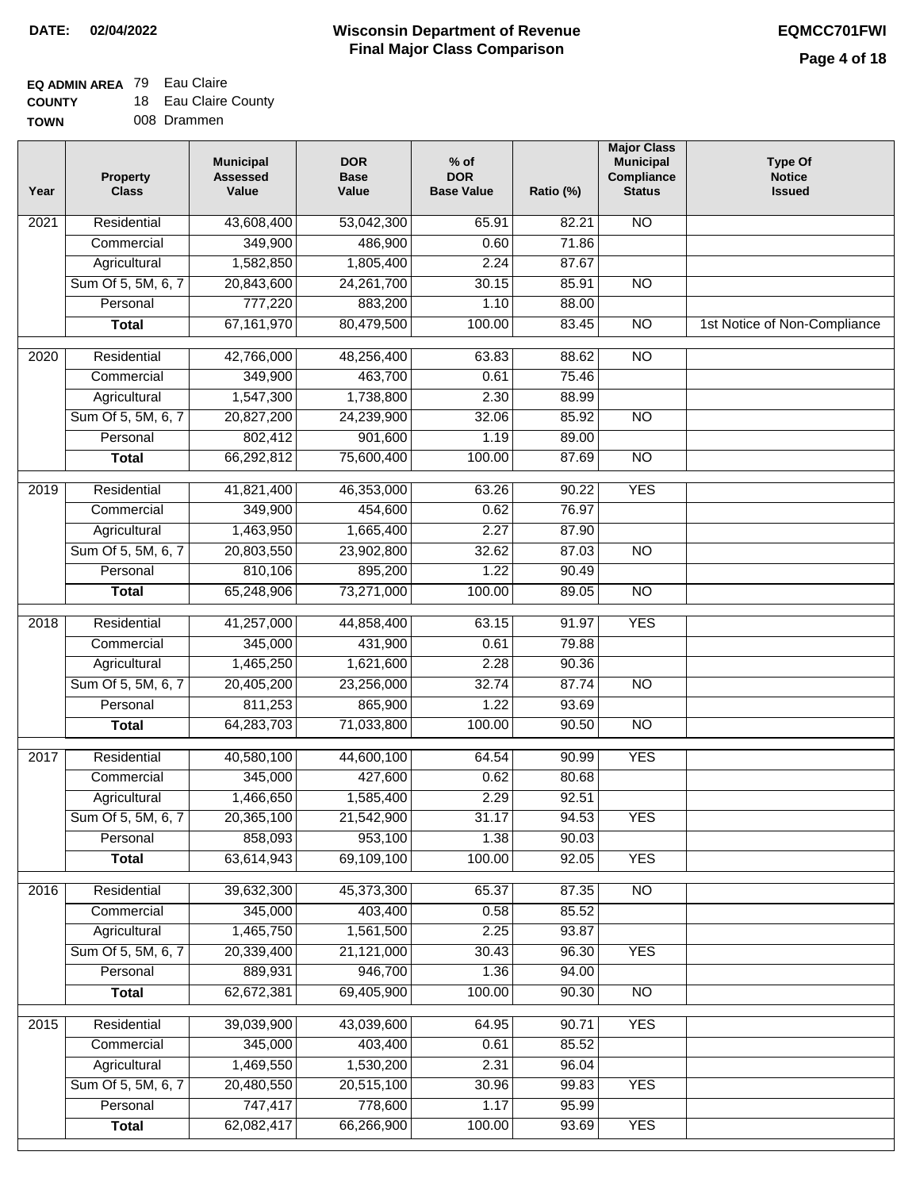**DATE: 02/04/2022**

# Wisconsin Department of Revenue
## Final Major Class Comparison

**EQMCC701FWI**

**EQ ADMIN AREA** 79 Eau Claire
**COUNTY** 18 Eau Claire County
**TOWN** 008 Drammen

| Year | Property Class | Municipal Assessed Value | DOR Base Value | % of DOR Base Value | Ratio (%) | Major Class Municipal Compliance Status | Type Of Notice Issued |
|---|---|---|---|---|---|---|---|
| 2021 | Residential | 43,608,400 | 53,042,300 | 65.91 | 82.21 | NO | |
| | Commercial | 349,900 | 486,900 | 0.60 | 71.86 | | |
| | Agricultural | 1,582,850 | 1,805,400 | 2.24 | 87.67 | | |
| | Sum Of 5, 5M, 6, 7 | 20,843,600 | 24,261,700 | 30.15 | 85.91 | NO | |
| | Personal | 777,220 | 883,200 | 1.10 | 88.00 | | |
| | **Total** | 67,161,970 | 80,479,500 | 100.00 | 83.45 | NO | 1st Notice of Non-Compliance |
| 2020 | Residential | 42,766,000 | 48,256,400 | 63.83 | 88.62 | NO | |
| | Commercial | 349,900 | 463,700 | 0.61 | 75.46 | | |
| | Agricultural | 1,547,300 | 1,738,800 | 2.30 | 88.99 | | |
| | Sum Of 5, 5M, 6, 7 | 20,827,200 | 24,239,900 | 32.06 | 85.92 | NO | |
| | Personal | 802,412 | 901,600 | 1.19 | 89.00 | | |
| | **Total** | 66,292,812 | 75,600,400 | 100.00 | 87.69 | NO | |
| 2019 | Residential | 41,821,400 | 46,353,000 | 63.26 | 90.22 | YES | |
| | Commercial | 349,900 | 454,600 | 0.62 | 76.97 | | |
| | Agricultural | 1,463,950 | 1,665,400 | 2.27 | 87.90 | | |
| | Sum Of 5, 5M, 6, 7 | 20,803,550 | 23,902,800 | 32.62 | 87.03 | NO | |
| | Personal | 810,106 | 895,200 | 1.22 | 90.49 | | |
| | **Total** | 65,248,906 | 73,271,000 | 100.00 | 89.05 | NO | |
| 2018 | Residential | 41,257,000 | 44,858,400 | 63.15 | 91.97 | YES | |
| | Commercial | 345,000 | 431,900 | 0.61 | 79.88 | | |
| | Agricultural | 1,465,250 | 1,621,600 | 2.28 | 90.36 | | |
| | Sum Of 5, 5M, 6, 7 | 20,405,200 | 23,256,000 | 32.74 | 87.74 | NO | |
| | Personal | 811,253 | 865,900 | 1.22 | 93.69 | | |
| | **Total** | 64,283,703 | 71,033,800 | 100.00 | 90.50 | NO | |
| 2017 | Residential | 40,580,100 | 44,600,100 | 64.54 | 90.99 | YES | |
| | Commercial | 345,000 | 427,600 | 0.62 | 80.68 | | |
| | Agricultural | 1,466,650 | 1,585,400 | 2.29 | 92.51 | | |
| | Sum Of 5, 5M, 6, 7 | 20,365,100 | 21,542,900 | 31.17 | 94.53 | YES | |
| | Personal | 858,093 | 953,100 | 1.38 | 90.03 | | |
| | **Total** | 63,614,943 | 69,109,100 | 100.00 | 92.05 | YES | |
| 2016 | Residential | 39,632,300 | 45,373,300 | 65.37 | 87.35 | NO | |
| | Commercial | 345,000 | 403,400 | 0.58 | 85.52 | | |
| | Agricultural | 1,465,750 | 1,561,500 | 2.25 | 93.87 | | |
| | Sum Of 5, 5M, 6, 7 | 20,339,400 | 21,121,000 | 30.43 | 96.30 | YES | |
| | Personal | 889,931 | 946,700 | 1.36 | 94.00 | | |
| | **Total** | 62,672,381 | 69,405,900 | 100.00 | 90.30 | NO | |
| 2015 | Residential | 39,039,900 | 43,039,600 | 64.95 | 90.71 | YES | |
| | Commercial | 345,000 | 403,400 | 0.61 | 85.52 | | |
| | Agricultural | 1,469,550 | 1,530,200 | 2.31 | 96.04 | | |
| | Sum Of 5, 5M, 6, 7 | 20,480,550 | 20,515,100 | 30.96 | 99.83 | YES | |
| | Personal | 747,417 | 778,600 | 1.17 | 95.99 | | |
| | **Total** | 62,082,417 | 66,266,900 | 100.00 | 93.69 | YES | |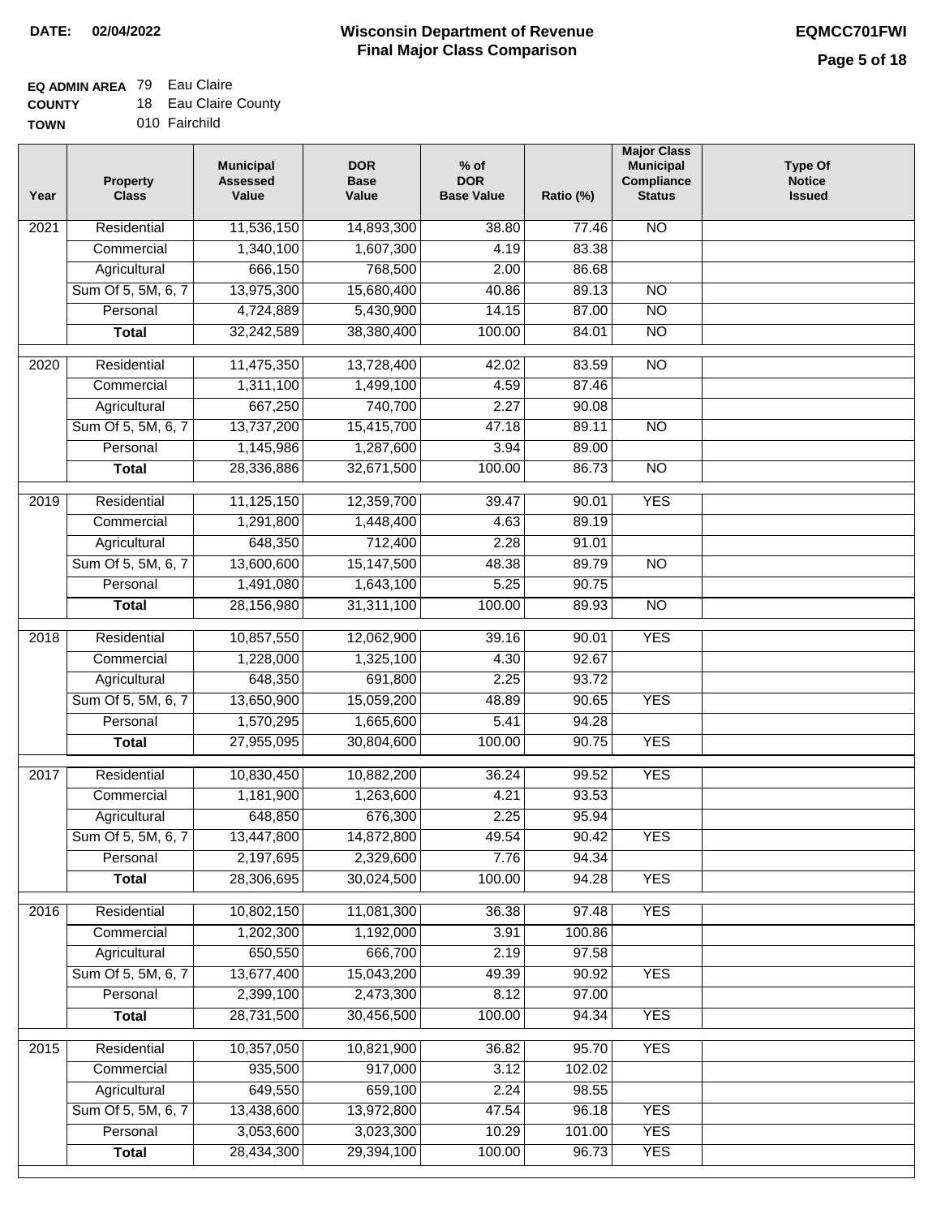**DATE: 02/04/2022**

# Wisconsin Department of Revenue
## Final Major Class Comparison

**EQMCC701FWI**

**EQ ADMIN AREA** 79 Eau Claire
**COUNTY** 18 Eau Claire County
**TOWN** 010 Fairchild

| Year | Property Class | Municipal Assessed Value | DOR Base Value | % of DOR Base Value | Ratio (%) | Major Class Municipal Compliance Status | Type Of Notice Issued |
|---|---|---|---|---|---|---|---|
| 2021 | Residential | 11,536,150 | 14,893,300 | 38.80 | 77.46 | NO | |
| | Commercial | 1,340,100 | 1,607,300 | 4.19 | 83.38 | | |
| | Agricultural | 666,150 | 768,500 | 2.00 | 86.68 | | |
| | Sum Of 5, 5M, 6, 7 | 13,975,300 | 15,680,400 | 40.86 | 89.13 | NO | |
| | Personal | 4,724,889 | 5,430,900 | 14.15 | 87.00 | NO | |
| | **Total** | 32,242,589 | 38,380,400 | 100.00 | 84.01 | NO | |
| 2020 | Residential | 11,475,350 | 13,728,400 | 42.02 | 83.59 | NO | |
| | Commercial | 1,311,100 | 1,499,100 | 4.59 | 87.46 | | |
| | Agricultural | 667,250 | 740,700 | 2.27 | 90.08 | | |
| | Sum Of 5, 5M, 6, 7 | 13,737,200 | 15,415,700 | 47.18 | 89.11 | NO | |
| | Personal | 1,145,986 | 1,287,600 | 3.94 | 89.00 | | |
| | **Total** | 28,336,886 | 32,671,500 | 100.00 | 86.73 | NO | |
| 2019 | Residential | 11,125,150 | 12,359,700 | 39.47 | 90.01 | YES | |
| | Commercial | 1,291,800 | 1,448,400 | 4.63 | 89.19 | | |
| | Agricultural | 648,350 | 712,400 | 2.28 | 91.01 | | |
| | Sum Of 5, 5M, 6, 7 | 13,600,600 | 15,147,500 | 48.38 | 89.79 | NO | |
| | Personal | 1,491,080 | 1,643,100 | 5.25 | 90.75 | | |
| | **Total** | 28,156,980 | 31,311,100 | 100.00 | 89.93 | NO | |
| 2018 | Residential | 10,857,550 | 12,062,900 | 39.16 | 90.01 | YES | |
| | Commercial | 1,228,000 | 1,325,100 | 4.30 | 92.67 | | |
| | Agricultural | 648,350 | 691,800 | 2.25 | 93.72 | | |
| | Sum Of 5, 5M, 6, 7 | 13,650,900 | 15,059,200 | 48.89 | 90.65 | YES | |
| | Personal | 1,570,295 | 1,665,600 | 5.41 | 94.28 | | |
| | **Total** | 27,955,095 | 30,804,600 | 100.00 | 90.75 | YES | |
| 2017 | Residential | 10,830,450 | 10,882,200 | 36.24 | 99.52 | YES | |
| | Commercial | 1,181,900 | 1,263,600 | 4.21 | 93.53 | | |
| | Agricultural | 648,850 | 676,300 | 2.25 | 95.94 | | |
| | Sum Of 5, 5M, 6, 7 | 13,447,800 | 14,872,800 | 49.54 | 90.42 | YES | |
| | Personal | 2,197,695 | 2,329,600 | 7.76 | 94.34 | | |
| | **Total** | 28,306,695 | 30,024,500 | 100.00 | 94.28 | YES | |
| 2016 | Residential | 10,802,150 | 11,081,300 | 36.38 | 97.48 | YES | |
| | Commercial | 1,202,300 | 1,192,000 | 3.91 | 100.86 | | |
| | Agricultural | 650,550 | 666,700 | 2.19 | 97.58 | | |
| | Sum Of 5, 5M, 6, 7 | 13,677,400 | 15,043,200 | 49.39 | 90.92 | YES | |
| | Personal | 2,399,100 | 2,473,300 | 8.12 | 97.00 | | |
| | **Total** | 28,731,500 | 30,456,500 | 100.00 | 94.34 | YES | |
| 2015 | Residential | 10,357,050 | 10,821,900 | 36.82 | 95.70 | YES | |
| | Commercial | 935,500 | 917,000 | 3.12 | 102.02 | | |
| | Agricultural | 649,550 | 659,100 | 2.24 | 98.55 | | |
| | Sum Of 5, 5M, 6, 7 | 13,438,600 | 13,972,800 | 47.54 | 96.18 | YES | |
| | Personal | 3,053,600 | 3,023,300 | 10.29 | 101.00 | YES | |
| | **Total** | 28,434,300 | 29,394,100 | 100.00 | 96.73 | YES | |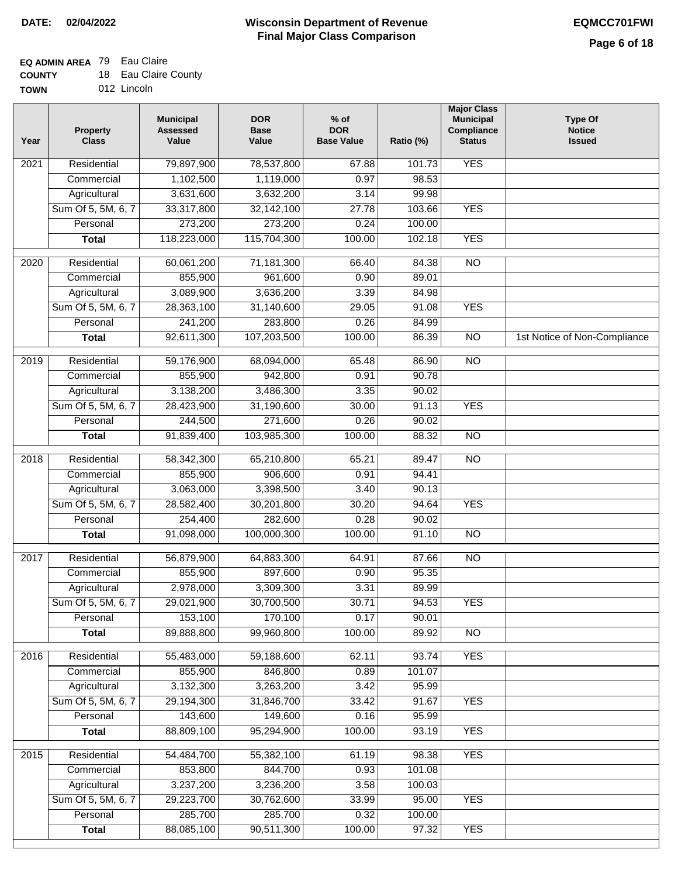**DATE: 02/04/2022**

# Wisconsin Department of Revenue
## Final Major Class Comparison

**EQMCC701FWI**

**EQ ADMIN AREA** 79 Eau Claire
**COUNTY** 18 Eau Claire County
**TOWN** 012 Lincoln

| Year | Property Class | Municipal Assessed Value | DOR Base Value | % of DOR Base Value | Ratio (%) | Major Class Municipal Compliance Status | Type Of Notice Issued |
|---|---|---|---|---|---|---|---|
| 2021 | Residential | 79,897,900 | 78,537,800 | 67.88 | 101.73 | YES | |
| | Commercial | 1,102,500 | 1,119,000 | 0.97 | 98.53 | | |
| | Agricultural | 3,631,600 | 3,632,200 | 3.14 | 99.98 | | |
| | Sum Of 5, 5M, 6, 7 | 33,317,800 | 32,142,100 | 27.78 | 103.66 | YES | |
| | Personal | 273,200 | 273,200 | 0.24 | 100.00 | | |
| | **Total** | 118,223,000 | 115,704,300 | 100.00 | 102.18 | YES | |
| 2020 | Residential | 60,061,200 | 71,181,300 | 66.40 | 84.38 | NO | |
| | Commercial | 855,900 | 961,600 | 0.90 | 89.01 | | |
| | Agricultural | 3,089,900 | 3,636,200 | 3.39 | 84.98 | | |
| | Sum Of 5, 5M, 6, 7 | 28,363,100 | 31,140,600 | 29.05 | 91.08 | YES | |
| | Personal | 241,200 | 283,800 | 0.26 | 84.99 | | |
| | **Total** | 92,611,300 | 107,203,500 | 100.00 | 86.39 | NO | 1st Notice of Non-Compliance |
| 2019 | Residential | 59,176,900 | 68,094,000 | 65.48 | 86.90 | NO | |
| | Commercial | 855,900 | 942,800 | 0.91 | 90.78 | | |
| | Agricultural | 3,138,200 | 3,486,300 | 3.35 | 90.02 | | |
| | Sum Of 5, 5M, 6, 7 | 28,423,900 | 31,190,600 | 30.00 | 91.13 | YES | |
| | Personal | 244,500 | 271,600 | 0.26 | 90.02 | | |
| | **Total** | 91,839,400 | 103,985,300 | 100.00 | 88.32 | NO | |
| 2018 | Residential | 58,342,300 | 65,210,800 | 65.21 | 89.47 | NO | |
| | Commercial | 855,900 | 906,600 | 0.91 | 94.41 | | |
| | Agricultural | 3,063,000 | 3,398,500 | 3.40 | 90.13 | | |
| | Sum Of 5, 5M, 6, 7 | 28,582,400 | 30,201,800 | 30.20 | 94.64 | YES | |
| | Personal | 254,400 | 282,600 | 0.28 | 90.02 | | |
| | **Total** | 91,098,000 | 100,000,300 | 100.00 | 91.10 | NO | |
| 2017 | Residential | 56,879,900 | 64,883,300 | 64.91 | 87.66 | NO | |
| | Commercial | 855,900 | 897,600 | 0.90 | 95.35 | | |
| | Agricultural | 2,978,000 | 3,309,300 | 3.31 | 89.99 | | |
| | Sum Of 5, 5M, 6, 7 | 29,021,900 | 30,700,500 | 30.71 | 94.53 | YES | |
| | Personal | 153,100 | 170,100 | 0.17 | 90.01 | | |
| | **Total** | 89,888,800 | 99,960,800 | 100.00 | 89.92 | NO | |
| 2016 | Residential | 55,483,000 | 59,188,600 | 62.11 | 93.74 | YES | |
| | Commercial | 855,900 | 846,800 | 0.89 | 101.07 | | |
| | Agricultural | 3,132,300 | 3,263,200 | 3.42 | 95.99 | | |
| | Sum Of 5, 5M, 6, 7 | 29,194,300 | 31,846,700 | 33.42 | 91.67 | YES | |
| | Personal | 143,600 | 149,600 | 0.16 | 95.99 | | |
| | **Total** | 88,809,100 | 95,294,900 | 100.00 | 93.19 | YES | |
| 2015 | Residential | 54,484,700 | 55,382,100 | 61.19 | 98.38 | YES | |
| | Commercial | 853,800 | 844,700 | 0.93 | 101.08 | | |
| | Agricultural | 3,237,200 | 3,236,200 | 3.58 | 100.03 | | |
| | Sum Of 5, 5M, 6, 7 | 29,223,700 | 30,762,600 | 33.99 | 95.00 | YES | |
| | Personal | 285,700 | 285,700 | 0.32 | 100.00 | | |
| | **Total** | 88,085,100 | 90,511,300 | 100.00 | 97.32 | YES | |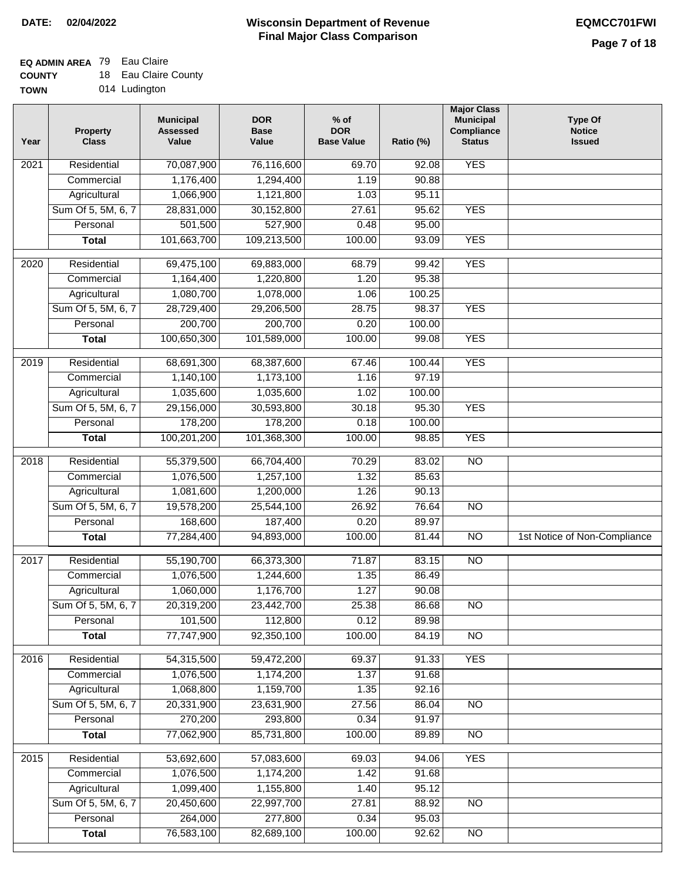**DATE: 02/04/2022**

# Wisconsin Department of Revenue
## Final Major Class Comparison

**EQMCC701FWI**

**EQ ADMIN AREA** 79 Eau Claire
**COUNTY** 18 Eau Claire County
**TOWN** 014 Ludington

| Year | Property Class | Municipal Assessed Value | DOR Base Value | % of DOR Base Value | Ratio (%) | Major Class Municipal Compliance Status | Type Of Notice Issued |
|---|---|---|---|---|---|---|---|
| 2021 | Residential | 70,087,900 | 76,116,600 | 69.70 | 92.08 | YES | |
| | Commercial | 1,176,400 | 1,294,400 | 1.19 | 90.88 | | |
| | Agricultural | 1,066,900 | 1,121,800 | 1.03 | 95.11 | | |
| | Sum Of 5, 5M, 6, 7 | 28,831,000 | 30,152,800 | 27.61 | 95.62 | YES | |
| | Personal | 501,500 | 527,900 | 0.48 | 95.00 | | |
| | **Total** | 101,663,700 | 109,213,500 | 100.00 | 93.09 | YES | |
| 2020 | Residential | 69,475,100 | 69,883,000 | 68.79 | 99.42 | YES | |
| | Commercial | 1,164,400 | 1,220,800 | 1.20 | 95.38 | | |
| | Agricultural | 1,080,700 | 1,078,000 | 1.06 | 100.25 | | |
| | Sum Of 5, 5M, 6, 7 | 28,729,400 | 29,206,500 | 28.75 | 98.37 | YES | |
| | Personal | 200,700 | 200,700 | 0.20 | 100.00 | | |
| | **Total** | 100,650,300 | 101,589,000 | 100.00 | 99.08 | YES | |
| 2019 | Residential | 68,691,300 | 68,387,600 | 67.46 | 100.44 | YES | |
| | Commercial | 1,140,100 | 1,173,100 | 1.16 | 97.19 | | |
| | Agricultural | 1,035,600 | 1,035,600 | 1.02 | 100.00 | | |
| | Sum Of 5, 5M, 6, 7 | 29,156,000 | 30,593,800 | 30.18 | 95.30 | YES | |
| | Personal | 178,200 | 178,200 | 0.18 | 100.00 | | |
| | **Total** | 100,201,200 | 101,368,300 | 100.00 | 98.85 | YES | |
| 2018 | Residential | 55,379,500 | 66,704,400 | 70.29 | 83.02 | NO | |
| | Commercial | 1,076,500 | 1,257,100 | 1.32 | 85.63 | | |
| | Agricultural | 1,081,600 | 1,200,000 | 1.26 | 90.13 | | |
| | Sum Of 5, 5M, 6, 7 | 19,578,200 | 25,544,100 | 26.92 | 76.64 | NO | |
| | Personal | 168,600 | 187,400 | 0.20 | 89.97 | | |
| | **Total** | 77,284,400 | 94,893,000 | 100.00 | 81.44 | NO | 1st Notice of Non-Compliance |
| 2017 | Residential | 55,190,700 | 66,373,300 | 71.87 | 83.15 | NO | |
| | Commercial | 1,076,500 | 1,244,600 | 1.35 | 86.49 | | |
| | Agricultural | 1,060,000 | 1,176,700 | 1.27 | 90.08 | | |
| | Sum Of 5, 5M, 6, 7 | 20,319,200 | 23,442,700 | 25.38 | 86.68 | NO | |
| | Personal | 101,500 | 112,800 | 0.12 | 89.98 | | |
| | **Total** | 77,747,900 | 92,350,100 | 100.00 | 84.19 | NO | |
| 2016 | Residential | 54,315,500 | 59,472,200 | 69.37 | 91.33 | YES | |
| | Commercial | 1,076,500 | 1,174,200 | 1.37 | 91.68 | | |
| | Agricultural | 1,068,800 | 1,159,700 | 1.35 | 92.16 | | |
| | Sum Of 5, 5M, 6, 7 | 20,331,900 | 23,631,900 | 27.56 | 86.04 | NO | |
| | Personal | 270,200 | 293,800 | 0.34 | 91.97 | | |
| | **Total** | 77,062,900 | 85,731,800 | 100.00 | 89.89 | NO | |
| 2015 | Residential | 53,692,600 | 57,083,600 | 69.03 | 94.06 | YES | |
| | Commercial | 1,076,500 | 1,174,200 | 1.42 | 91.68 | | |
| | Agricultural | 1,099,400 | 1,155,800 | 1.40 | 95.12 | | |
| | Sum Of 5, 5M, 6, 7 | 20,450,600 | 22,997,700 | 27.81 | 88.92 | NO | |
| | Personal | 264,000 | 277,800 | 0.34 | 95.03 | | |
| | **Total** | 76,583,100 | 82,689,100 | 100.00 | 92.62 | NO | |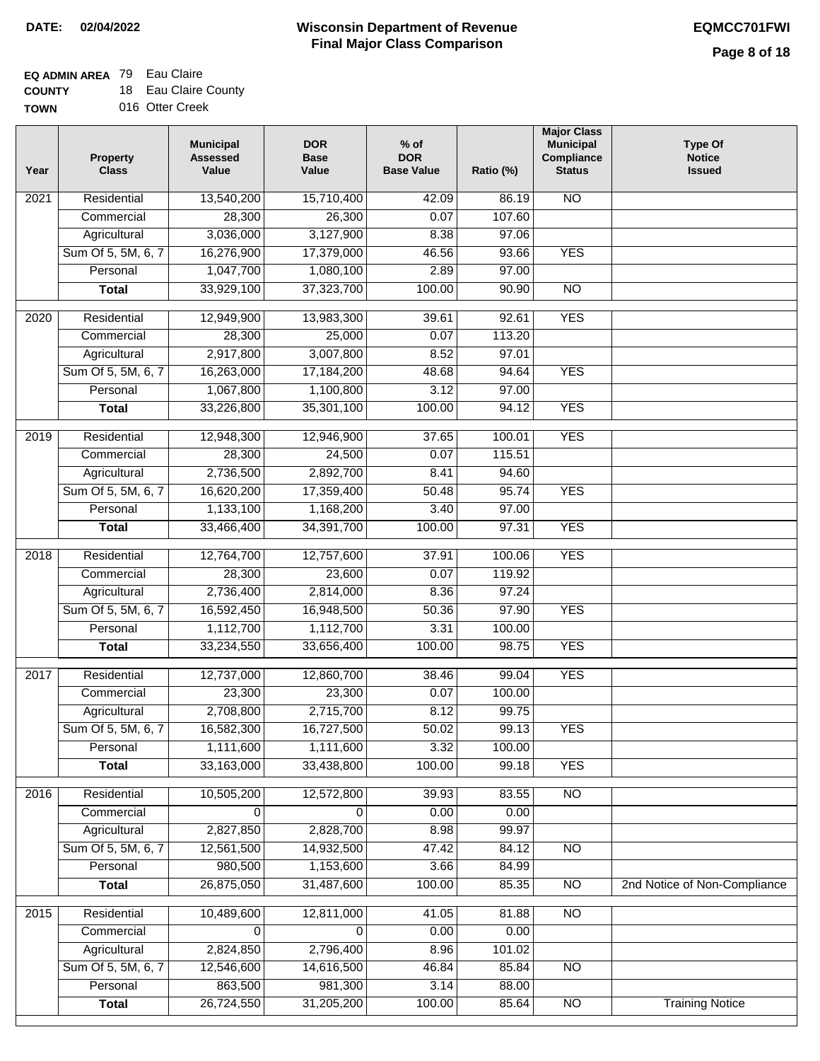**DATE:** 02/04/2022

# Wisconsin Department of Revenue
## Final Major Class Comparison

**EQMCC701FWI**

**EQ ADMIN AREA** 79 Eau Claire
**COUNTY** 18 Eau Claire County
**TOWN** 016 Otter Creek

| Year | Property Class | Municipal Assessed Value | DOR Base Value | % of DOR Base Value | Ratio (%) | Major Class Municipal Compliance Status | Type Of Notice Issued |
|---|---|---|---|---|---|---|---|
| 2021 | Residential | 13,540,200 | 15,710,400 | 42.09 | 86.19 | NO | |
| | Commercial | 28,300 | 26,300 | 0.07 | 107.60 | | |
| | Agricultural | 3,036,000 | 3,127,900 | 8.38 | 97.06 | | |
| | Sum Of 5, 5M, 6, 7 | 16,276,900 | 17,379,000 | 46.56 | 93.66 | YES | |
| | Personal | 1,047,700 | 1,080,100 | 2.89 | 97.00 | | |
| | **Total** | 33,929,100 | 37,323,700 | 100.00 | 90.90 | NO | |
| 2020 | Residential | 12,949,900 | 13,983,300 | 39.61 | 92.61 | YES | |
| | Commercial | 28,300 | 25,000 | 0.07 | 113.20 | | |
| | Agricultural | 2,917,800 | 3,007,800 | 8.52 | 97.01 | | |
| | Sum Of 5, 5M, 6, 7 | 16,263,000 | 17,184,200 | 48.68 | 94.64 | YES | |
| | Personal | 1,067,800 | 1,100,800 | 3.12 | 97.00 | | |
| | **Total** | 33,226,800 | 35,301,100 | 100.00 | 94.12 | YES | |
| 2019 | Residential | 12,948,300 | 12,946,900 | 37.65 | 100.01 | YES | |
| | Commercial | 28,300 | 24,500 | 0.07 | 115.51 | | |
| | Agricultural | 2,736,500 | 2,892,700 | 8.41 | 94.60 | | |
| | Sum Of 5, 5M, 6, 7 | 16,620,200 | 17,359,400 | 50.48 | 95.74 | YES | |
| | Personal | 1,133,100 | 1,168,200 | 3.40 | 97.00 | | |
| | **Total** | 33,466,400 | 34,391,700 | 100.00 | 97.31 | YES | |
| 2018 | Residential | 12,764,700 | 12,757,600 | 37.91 | 100.06 | YES | |
| | Commercial | 28,300 | 23,600 | 0.07 | 119.92 | | |
| | Agricultural | 2,736,400 | 2,814,000 | 8.36 | 97.24 | | |
| | Sum Of 5, 5M, 6, 7 | 16,592,450 | 16,948,500 | 50.36 | 97.90 | YES | |
| | Personal | 1,112,700 | 1,112,700 | 3.31 | 100.00 | | |
| | **Total** | 33,234,550 | 33,656,400 | 100.00 | 98.75 | YES | |
| 2017 | Residential | 12,737,000 | 12,860,700 | 38.46 | 99.04 | YES | |
| | Commercial | 23,300 | 23,300 | 0.07 | 100.00 | | |
| | Agricultural | 2,708,800 | 2,715,700 | 8.12 | 99.75 | | |
| | Sum Of 5, 5M, 6, 7 | 16,582,300 | 16,727,500 | 50.02 | 99.13 | YES | |
| | Personal | 1,111,600 | 1,111,600 | 3.32 | 100.00 | | |
| | **Total** | 33,163,000 | 33,438,800 | 100.00 | 99.18 | YES | |
| 2016 | Residential | 10,505,200 | 12,572,800 | 39.93 | 83.55 | NO | |
| | Commercial | 0 | 0 | 0.00 | 0.00 | | |
| | Agricultural | 2,827,850 | 2,828,700 | 8.98 | 99.97 | | |
| | Sum Of 5, 5M, 6, 7 | 12,561,500 | 14,932,500 | 47.42 | 84.12 | NO | |
| | Personal | 980,500 | 1,153,600 | 3.66 | 84.99 | | |
| | **Total** | 26,875,050 | 31,487,600 | 100.00 | 85.35 | NO | 2nd Notice of Non-Compliance |
| 2015 | Residential | 10,489,600 | 12,811,000 | 41.05 | 81.88 | NO | |
| | Commercial | 0 | 0 | 0.00 | 0.00 | | |
| | Agricultural | 2,824,850 | 2,796,400 | 8.96 | 101.02 | | |
| | Sum Of 5, 5M, 6, 7 | 12,546,600 | 14,616,500 | 46.84 | 85.84 | NO | |
| | Personal | 863,500 | 981,300 | 3.14 | 88.00 | | |
| | **Total** | 26,724,550 | 31,205,200 | 100.00 | 85.64 | NO | Training Notice |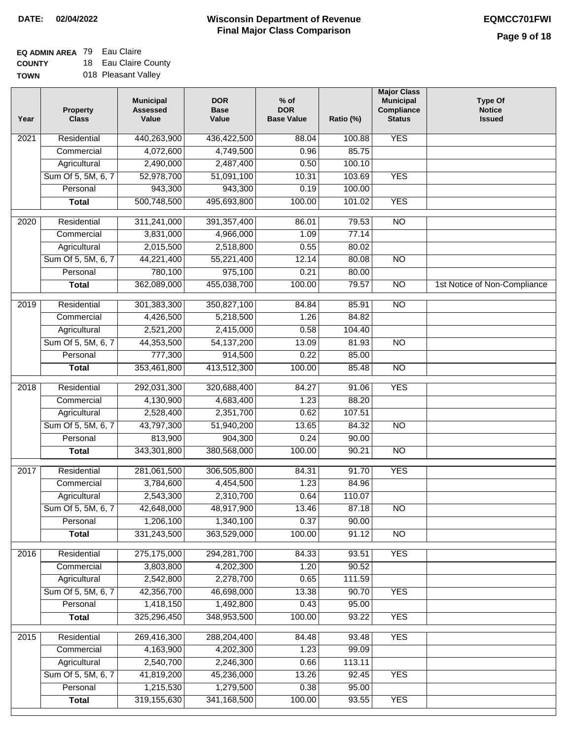# Wisconsin Department of Revenue
## Final Major Class Comparison

**DATE:** 02/04/2022

**EQMCC701FWI**

**EQ ADMIN AREA** 79 Eau Claire
**COUNTY** 18 Eau Claire County
**TOWN** 018 Pleasant Valley

| Year | Property Class | Municipal Assessed Value | DOR Base Value | % of DOR Base Value | Ratio (%) | Major Class Municipal Compliance Status | Type Of Notice Issued |
|---|---|---|---|---|---|---|---|
| 2021 | Residential | 440,263,900 | 436,422,500 | 88.04 | 100.88 | YES | |
| | Commercial | 4,072,600 | 4,749,500 | 0.96 | 85.75 | | |
| | Agricultural | 2,490,000 | 2,487,400 | 0.50 | 100.10 | | |
| | Sum Of 5, 5M, 6, 7 | 52,978,700 | 51,091,100 | 10.31 | 103.69 | YES | |
| | Personal | 943,300 | 943,300 | 0.19 | 100.00 | | |
| | **Total** | 500,748,500 | 495,693,800 | 100.00 | 101.02 | YES | |
| 2020 | Residential | 311,241,000 | 391,357,400 | 86.01 | 79.53 | NO | |
| | Commercial | 3,831,000 | 4,966,000 | 1.09 | 77.14 | | |
| | Agricultural | 2,015,500 | 2,518,800 | 0.55 | 80.02 | | |
| | Sum Of 5, 5M, 6, 7 | 44,221,400 | 55,221,400 | 12.14 | 80.08 | NO | |
| | Personal | 780,100 | 975,100 | 0.21 | 80.00 | | |
| | **Total** | 362,089,000 | 455,038,700 | 100.00 | 79.57 | NO | 1st Notice of Non-Compliance |
| 2019 | Residential | 301,383,300 | 350,827,100 | 84.84 | 85.91 | NO | |
| | Commercial | 4,426,500 | 5,218,500 | 1.26 | 84.82 | | |
| | Agricultural | 2,521,200 | 2,415,000 | 0.58 | 104.40 | | |
| | Sum Of 5, 5M, 6, 7 | 44,353,500 | 54,137,200 | 13.09 | 81.93 | NO | |
| | Personal | 777,300 | 914,500 | 0.22 | 85.00 | | |
| | **Total** | 353,461,800 | 413,512,300 | 100.00 | 85.48 | NO | |
| 2018 | Residential | 292,031,300 | 320,688,400 | 84.27 | 91.06 | YES | |
| | Commercial | 4,130,900 | 4,683,400 | 1.23 | 88.20 | | |
| | Agricultural | 2,528,400 | 2,351,700 | 0.62 | 107.51 | | |
| | Sum Of 5, 5M, 6, 7 | 43,797,300 | 51,940,200 | 13.65 | 84.32 | NO | |
| | Personal | 813,900 | 904,300 | 0.24 | 90.00 | | |
| | **Total** | 343,301,800 | 380,568,000 | 100.00 | 90.21 | NO | |
| 2017 | Residential | 281,061,500 | 306,505,800 | 84.31 | 91.70 | YES | |
| | Commercial | 3,784,600 | 4,454,500 | 1.23 | 84.96 | | |
| | Agricultural | 2,543,300 | 2,310,700 | 0.64 | 110.07 | | |
| | Sum Of 5, 5M, 6, 7 | 42,648,000 | 48,917,900 | 13.46 | 87.18 | NO | |
| | Personal | 1,206,100 | 1,340,100 | 0.37 | 90.00 | | |
| | **Total** | 331,243,500 | 363,529,000 | 100.00 | 91.12 | NO | |
| 2016 | Residential | 275,175,000 | 294,281,700 | 84.33 | 93.51 | YES | |
| | Commercial | 3,803,800 | 4,202,300 | 1.20 | 90.52 | | |
| | Agricultural | 2,542,800 | 2,278,700 | 0.65 | 111.59 | | |
| | Sum Of 5, 5M, 6, 7 | 42,356,700 | 46,698,000 | 13.38 | 90.70 | YES | |
| | Personal | 1,418,150 | 1,492,800 | 0.43 | 95.00 | | |
| | **Total** | 325,296,450 | 348,953,500 | 100.00 | 93.22 | YES | |
| 2015 | Residential | 269,416,300 | 288,204,400 | 84.48 | 93.48 | YES | |
| | Commercial | 4,163,900 | 4,202,300 | 1.23 | 99.09 | | |
| | Agricultural | 2,540,700 | 2,246,300 | 0.66 | 113.11 | | |
| | Sum Of 5, 5M, 6, 7 | 41,819,200 | 45,236,000 | 13.26 | 92.45 | YES | |
| | Personal | 1,215,530 | 1,279,500 | 0.38 | 95.00 | | |
| | **Total** | 319,155,630 | 341,168,500 | 100.00 | 93.55 | YES | |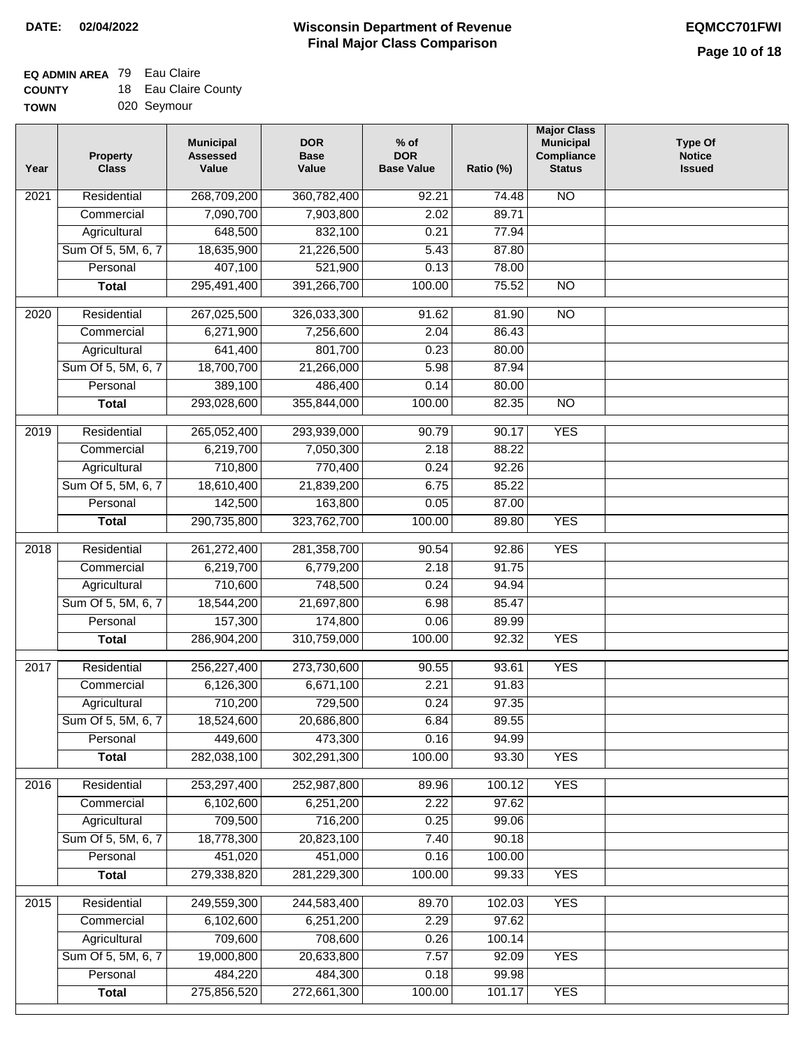**DATE: 02/04/2022**

# Wisconsin Department of Revenue
## Final Major Class Comparison

**EQMCC701FWI**

**EQ ADMIN AREA** 79 Eau Claire
**COUNTY** 18 Eau Claire County
**TOWN** 020 Seymour

| Year | Property Class | Municipal Assessed Value | DOR Base Value | % of DOR Base Value | Ratio (%) | Major Class Municipal Compliance Status | Type Of Notice Issued |
|---|---|---|---|---|---|---|---|
| 2021 | Residential | 268,709,200 | 360,782,400 | 92.21 | 74.48 | NO | |
| | Commercial | 7,090,700 | 7,903,800 | 2.02 | 89.71 | | |
| | Agricultural | 648,500 | 832,100 | 0.21 | 77.94 | | |
| | Sum Of 5, 5M, 6, 7 | 18,635,900 | 21,226,500 | 5.43 | 87.80 | | |
| | Personal | 407,100 | 521,900 | 0.13 | 78.00 | | |
| | **Total** | 295,491,400 | 391,266,700 | 100.00 | 75.52 | NO | |
| 2020 | Residential | 267,025,500 | 326,033,300 | 91.62 | 81.90 | NO | |
| | Commercial | 6,271,900 | 7,256,600 | 2.04 | 86.43 | | |
| | Agricultural | 641,400 | 801,700 | 0.23 | 80.00 | | |
| | Sum Of 5, 5M, 6, 7 | 18,700,700 | 21,266,000 | 5.98 | 87.94 | | |
| | Personal | 389,100 | 486,400 | 0.14 | 80.00 | | |
| | **Total** | 293,028,600 | 355,844,000 | 100.00 | 82.35 | NO | |
| 2019 | Residential | 265,052,400 | 293,939,000 | 90.79 | 90.17 | YES | |
| | Commercial | 6,219,700 | 7,050,300 | 2.18 | 88.22 | | |
| | Agricultural | 710,800 | 770,400 | 0.24 | 92.26 | | |
| | Sum Of 5, 5M, 6, 7 | 18,610,400 | 21,839,200 | 6.75 | 85.22 | | |
| | Personal | 142,500 | 163,800 | 0.05 | 87.00 | | |
| | **Total** | 290,735,800 | 323,762,700 | 100.00 | 89.80 | YES | |
| 2018 | Residential | 261,272,400 | 281,358,700 | 90.54 | 92.86 | YES | |
| | Commercial | 6,219,700 | 6,779,200 | 2.18 | 91.75 | | |
| | Agricultural | 710,600 | 748,500 | 0.24 | 94.94 | | |
| | Sum Of 5, 5M, 6, 7 | 18,544,200 | 21,697,800 | 6.98 | 85.47 | | |
| | Personal | 157,300 | 174,800 | 0.06 | 89.99 | | |
| | **Total** | 286,904,200 | 310,759,000 | 100.00 | 92.32 | YES | |
| 2017 | Residential | 256,227,400 | 273,730,600 | 90.55 | 93.61 | YES | |
| | Commercial | 6,126,300 | 6,671,100 | 2.21 | 91.83 | | |
| | Agricultural | 710,200 | 729,500 | 0.24 | 97.35 | | |
| | Sum Of 5, 5M, 6, 7 | 18,524,600 | 20,686,800 | 6.84 | 89.55 | | |
| | Personal | 449,600 | 473,300 | 0.16 | 94.99 | | |
| | **Total** | 282,038,100 | 302,291,300 | 100.00 | 93.30 | YES | |
| 2016 | Residential | 253,297,400 | 252,987,800 | 89.96 | 100.12 | YES | |
| | Commercial | 6,102,600 | 6,251,200 | 2.22 | 97.62 | | |
| | Agricultural | 709,500 | 716,200 | 0.25 | 99.06 | | |
| | Sum Of 5, 5M, 6, 7 | 18,778,300 | 20,823,100 | 7.40 | 90.18 | | |
| | Personal | 451,020 | 451,000 | 0.16 | 100.00 | | |
| | **Total** | 279,338,820 | 281,229,300 | 100.00 | 99.33 | YES | |
| 2015 | Residential | 249,559,300 | 244,583,400 | 89.70 | 102.03 | YES | |
| | Commercial | 6,102,600 | 6,251,200 | 2.29 | 97.62 | | |
| | Agricultural | 709,600 | 708,600 | 0.26 | 100.14 | | |
| | Sum Of 5, 5M, 6, 7 | 19,000,800 | 20,633,800 | 7.57 | 92.09 | YES | |
| | Personal | 484,220 | 484,300 | 0.18 | 99.98 | | |
| | **Total** | 275,856,520 | 272,661,300 | 100.00 | 101.17 | YES | |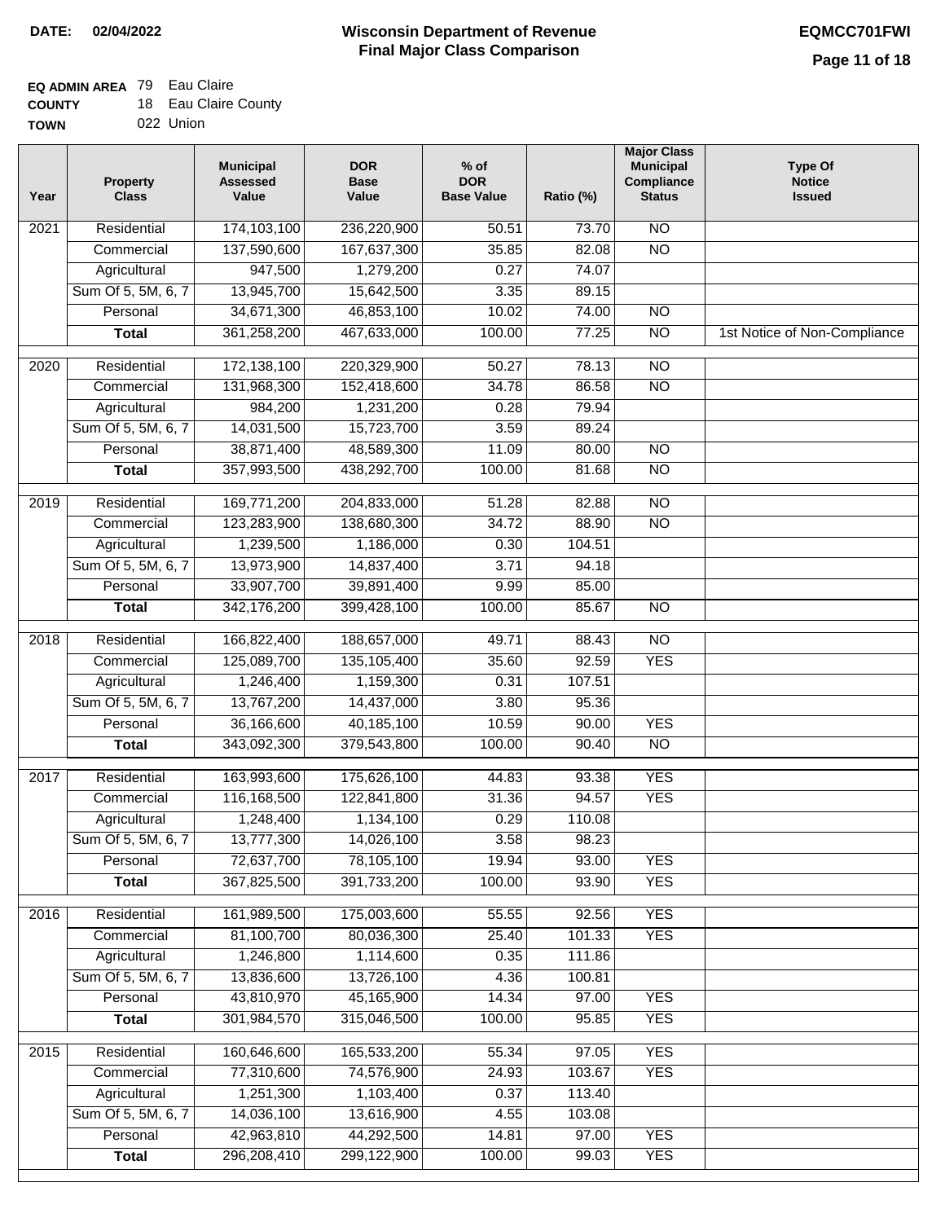**DATE:** 02/04/2022

# Wisconsin Department of Revenue
## Final Major Class Comparison

**EQMCC701FWI**

**EQ ADMIN AREA** 79 Eau Claire
**COUNTY** 18 Eau Claire County
**TOWN** 022 Union

| Year | Property Class | Municipal Assessed Value | DOR Base Value | % of DOR Base Value | Ratio (%) | Major Class Municipal Compliance Status | Type Of Notice Issued |
|---|---|---|---|---|---|---|---|
| 2021 | Residential | 174,103,100 | 236,220,900 | 50.51 | 73.70 | NO | |
| | Commercial | 137,590,600 | 167,637,300 | 35.85 | 82.08 | NO | |
| | Agricultural | 947,500 | 1,279,200 | 0.27 | 74.07 | | |
| | Sum Of 5, 5M, 6, 7 | 13,945,700 | 15,642,500 | 3.35 | 89.15 | | |
| | Personal | 34,671,300 | 46,853,100 | 10.02 | 74.00 | NO | |
| | **Total** | 361,258,200 | 467,633,000 | 100.00 | 77.25 | NO | 1st Notice of Non-Compliance |
| 2020 | Residential | 172,138,100 | 220,329,900 | 50.27 | 78.13 | NO | |
| | Commercial | 131,968,300 | 152,418,600 | 34.78 | 86.58 | NO | |
| | Agricultural | 984,200 | 1,231,200 | 0.28 | 79.94 | | |
| | Sum Of 5, 5M, 6, 7 | 14,031,500 | 15,723,700 | 3.59 | 89.24 | | |
| | Personal | 38,871,400 | 48,589,300 | 11.09 | 80.00 | NO | |
| | **Total** | 357,993,500 | 438,292,700 | 100.00 | 81.68 | NO | |
| 2019 | Residential | 169,771,200 | 204,833,000 | 51.28 | 82.88 | NO | |
| | Commercial | 123,283,900 | 138,680,300 | 34.72 | 88.90 | NO | |
| | Agricultural | 1,239,500 | 1,186,000 | 0.30 | 104.51 | | |
| | Sum Of 5, 5M, 6, 7 | 13,973,900 | 14,837,400 | 3.71 | 94.18 | | |
| | Personal | 33,907,700 | 39,891,400 | 9.99 | 85.00 | | |
| | **Total** | 342,176,200 | 399,428,100 | 100.00 | 85.67 | NO | |
| 2018 | Residential | 166,822,400 | 188,657,000 | 49.71 | 88.43 | NO | |
| | Commercial | 125,089,700 | 135,105,400 | 35.60 | 92.59 | YES | |
| | Agricultural | 1,246,400 | 1,159,300 | 0.31 | 107.51 | | |
| | Sum Of 5, 5M, 6, 7 | 13,767,200 | 14,437,000 | 3.80 | 95.36 | | |
| | Personal | 36,166,600 | 40,185,100 | 10.59 | 90.00 | YES | |
| | **Total** | 343,092,300 | 379,543,800 | 100.00 | 90.40 | NO | |
| 2017 | Residential | 163,993,600 | 175,626,100 | 44.83 | 93.38 | YES | |
| | Commercial | 116,168,500 | 122,841,800 | 31.36 | 94.57 | YES | |
| | Agricultural | 1,248,400 | 1,134,100 | 0.29 | 110.08 | | |
| | Sum Of 5, 5M, 6, 7 | 13,777,300 | 14,026,100 | 3.58 | 98.23 | | |
| | Personal | 72,637,700 | 78,105,100 | 19.94 | 93.00 | YES | |
| | **Total** | 367,825,500 | 391,733,200 | 100.00 | 93.90 | YES | |
| 2016 | Residential | 161,989,500 | 175,003,600 | 55.55 | 92.56 | YES | |
| | Commercial | 81,100,700 | 80,036,300 | 25.40 | 101.33 | YES | |
| | Agricultural | 1,246,800 | 1,114,600 | 0.35 | 111.86 | | |
| | Sum Of 5, 5M, 6, 7 | 13,836,600 | 13,726,100 | 4.36 | 100.81 | | |
| | Personal | 43,810,970 | 45,165,900 | 14.34 | 97.00 | YES | |
| | **Total** | 301,984,570 | 315,046,500 | 100.00 | 95.85 | YES | |
| 2015 | Residential | 160,646,600 | 165,533,200 | 55.34 | 97.05 | YES | |
| | Commercial | 77,310,600 | 74,576,900 | 24.93 | 103.67 | YES | |
| | Agricultural | 1,251,300 | 1,103,400 | 0.37 | 113.40 | | |
| | Sum Of 5, 5M, 6, 7 | 14,036,100 | 13,616,900 | 4.55 | 103.08 | | |
| | Personal | 42,963,810 | 44,292,500 | 14.81 | 97.00 | YES | |
| | **Total** | 296,208,410 | 299,122,900 | 100.00 | 99.03 | YES | |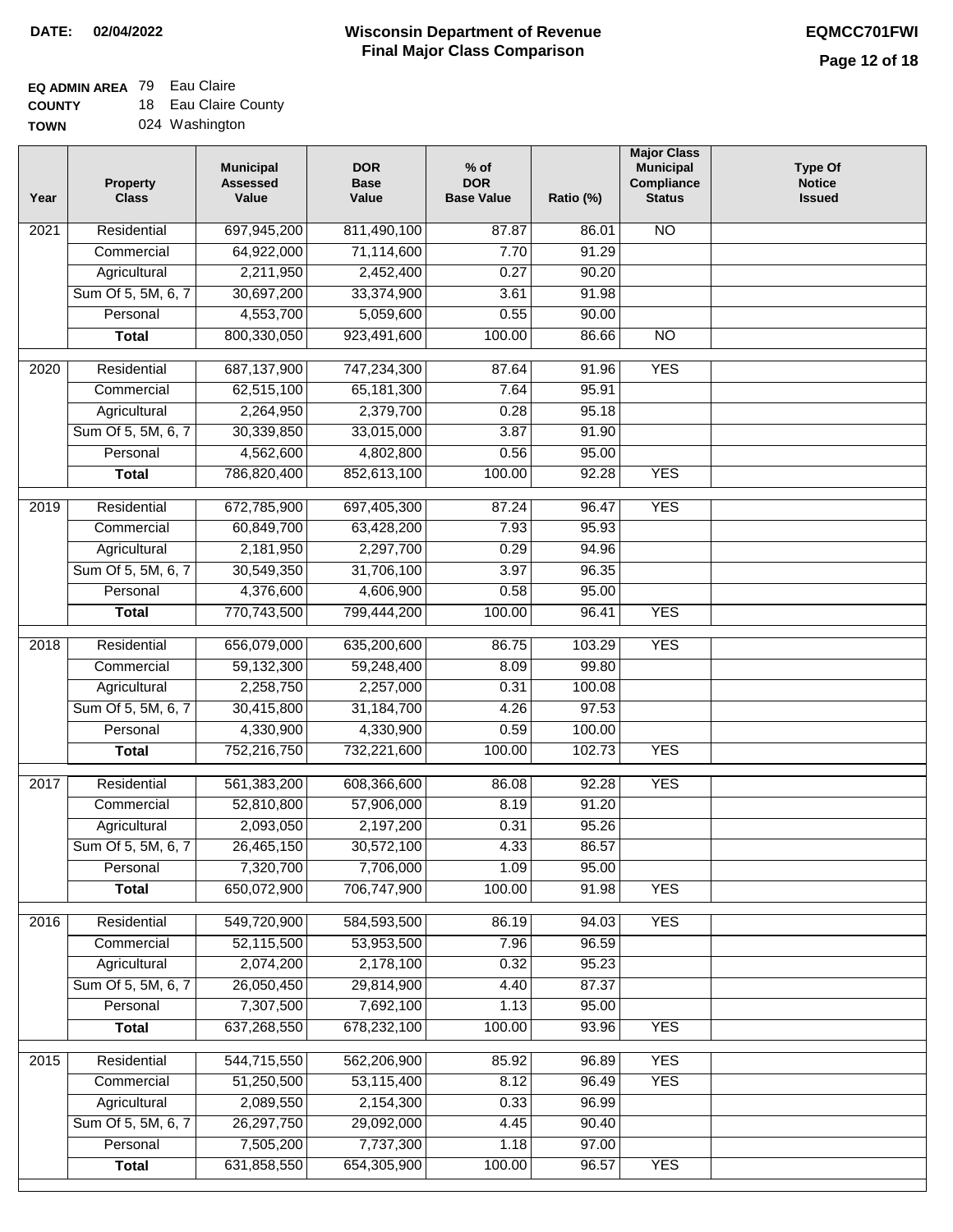**DATE: 02/04/2022**

# Wisconsin Department of Revenue
## Final Major Class Comparison

**EQMCC701FWI**

**EQ ADMIN AREA** 79 Eau Claire
**COUNTY** 18 Eau Claire County
**TOWN** 024 Washington

| Year | Property Class | Municipal Assessed Value | DOR Base Value | % of DOR Base Value | Ratio (%) | Major Class Municipal Compliance Status | Type Of Notice Issued |
|---|---|---|---|---|---|---|---|
| 2021 | Residential | 697,945,200 | 811,490,100 | 87.87 | 86.01 | NO | |
| | Commercial | 64,922,000 | 71,114,600 | 7.70 | 91.29 | | |
| | Agricultural | 2,211,950 | 2,452,400 | 0.27 | 90.20 | | |
| | Sum Of 5, 5M, 6, 7 | 30,697,200 | 33,374,900 | 3.61 | 91.98 | | |
| | Personal | 4,553,700 | 5,059,600 | 0.55 | 90.00 | | |
| | **Total** | 800,330,050 | 923,491,600 | 100.00 | 86.66 | NO | |
| 2020 | Residential | 687,137,900 | 747,234,300 | 87.64 | 91.96 | YES | |
| | Commercial | 62,515,100 | 65,181,300 | 7.64 | 95.91 | | |
| | Agricultural | 2,264,950 | 2,379,700 | 0.28 | 95.18 | | |
| | Sum Of 5, 5M, 6, 7 | 30,339,850 | 33,015,000 | 3.87 | 91.90 | | |
| | Personal | 4,562,600 | 4,802,800 | 0.56 | 95.00 | | |
| | **Total** | 786,820,400 | 852,613,100 | 100.00 | 92.28 | YES | |
| 2019 | Residential | 672,785,900 | 697,405,300 | 87.24 | 96.47 | YES | |
| | Commercial | 60,849,700 | 63,428,200 | 7.93 | 95.93 | | |
| | Agricultural | 2,181,950 | 2,297,700 | 0.29 | 94.96 | | |
| | Sum Of 5, 5M, 6, 7 | 30,549,350 | 31,706,100 | 3.97 | 96.35 | | |
| | Personal | 4,376,600 | 4,606,900 | 0.58 | 95.00 | | |
| | **Total** | 770,743,500 | 799,444,200 | 100.00 | 96.41 | YES | |
| 2018 | Residential | 656,079,000 | 635,200,600 | 86.75 | 103.29 | YES | |
| | Commercial | 59,132,300 | 59,248,400 | 8.09 | 99.80 | | |
| | Agricultural | 2,258,750 | 2,257,000 | 0.31 | 100.08 | | |
| | Sum Of 5, 5M, 6, 7 | 30,415,800 | 31,184,700 | 4.26 | 97.53 | | |
| | Personal | 4,330,900 | 4,330,900 | 0.59 | 100.00 | | |
| | **Total** | 752,216,750 | 732,221,600 | 100.00 | 102.73 | YES | |
| 2017 | Residential | 561,383,200 | 608,366,600 | 86.08 | 92.28 | YES | |
| | Commercial | 52,810,800 | 57,906,000 | 8.19 | 91.20 | | |
| | Agricultural | 2,093,050 | 2,197,200 | 0.31 | 95.26 | | |
| | Sum Of 5, 5M, 6, 7 | 26,465,150 | 30,572,100 | 4.33 | 86.57 | | |
| | Personal | 7,320,700 | 7,706,000 | 1.09 | 95.00 | | |
| | **Total** | 650,072,900 | 706,747,900 | 100.00 | 91.98 | YES | |
| 2016 | Residential | 549,720,900 | 584,593,500 | 86.19 | 94.03 | YES | |
| | Commercial | 52,115,500 | 53,953,500 | 7.96 | 96.59 | | |
| | Agricultural | 2,074,200 | 2,178,100 | 0.32 | 95.23 | | |
| | Sum Of 5, 5M, 6, 7 | 26,050,450 | 29,814,900 | 4.40 | 87.37 | | |
| | Personal | 7,307,500 | 7,692,100 | 1.13 | 95.00 | | |
| | **Total** | 637,268,550 | 678,232,100 | 100.00 | 93.96 | YES | |
| 2015 | Residential | 544,715,550 | 562,206,900 | 85.92 | 96.89 | YES | |
| | Commercial | 51,250,500 | 53,115,400 | 8.12 | 96.49 | YES | |
| | Agricultural | 2,089,550 | 2,154,300 | 0.33 | 96.99 | | |
| | Sum Of 5, 5M, 6, 7 | 26,297,750 | 29,092,000 | 4.45 | 90.40 | | |
| | Personal | 7,505,200 | 7,737,300 | 1.18 | 97.00 | | |
| | **Total** | 631,858,550 | 654,305,900 | 100.00 | 96.57 | YES | |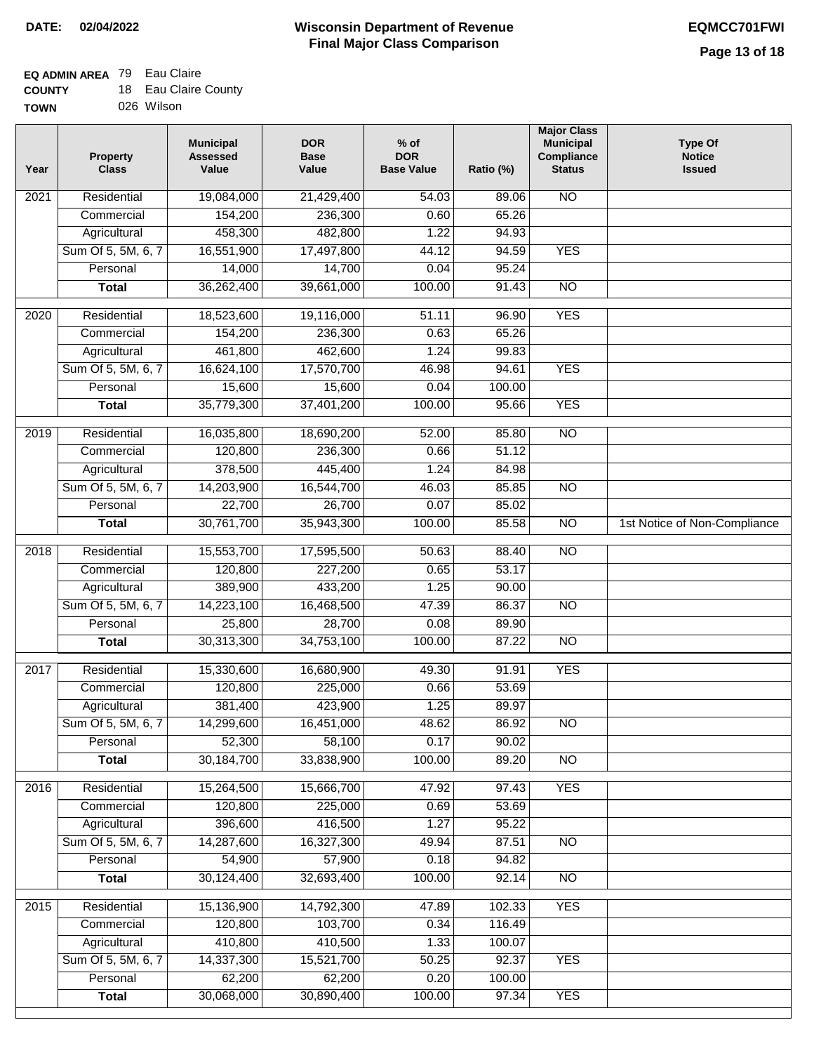**DATE:** 02/04/2022

# Wisconsin Department of Revenue
## Final Major Class Comparison

**EQMCC701FWI**

**EQ ADMIN AREA** 79 Eau Claire
**COUNTY** 18 Eau Claire County
**TOWN** 026 Wilson

| Year | Property Class | Municipal Assessed Value | DOR Base Value | % of DOR Base Value | Ratio (%) | Major Class Municipal Compliance Status | Type Of Notice Issued |
|---|---|---|---|---|---|---|---|
| 2021 | Residential | 19,084,000 | 21,429,400 | 54.03 | 89.06 | NO | |
| | Commercial | 154,200 | 236,300 | 0.60 | 65.26 | | |
| | Agricultural | 458,300 | 482,800 | 1.22 | 94.93 | | |
| | Sum Of 5, 5M, 6, 7 | 16,551,900 | 17,497,800 | 44.12 | 94.59 | YES | |
| | Personal | 14,000 | 14,700 | 0.04 | 95.24 | | |
| | **Total** | 36,262,400 | 39,661,000 | 100.00 | 91.43 | NO | |
| 2020 | Residential | 18,523,600 | 19,116,000 | 51.11 | 96.90 | YES | |
| | Commercial | 154,200 | 236,300 | 0.63 | 65.26 | | |
| | Agricultural | 461,800 | 462,600 | 1.24 | 99.83 | | |
| | Sum Of 5, 5M, 6, 7 | 16,624,100 | 17,570,700 | 46.98 | 94.61 | YES | |
| | Personal | 15,600 | 15,600 | 0.04 | 100.00 | | |
| | **Total** | 35,779,300 | 37,401,200 | 100.00 | 95.66 | YES | |
| 2019 | Residential | 16,035,800 | 18,690,200 | 52.00 | 85.80 | NO | |
| | Commercial | 120,800 | 236,300 | 0.66 | 51.12 | | |
| | Agricultural | 378,500 | 445,400 | 1.24 | 84.98 | | |
| | Sum Of 5, 5M, 6, 7 | 14,203,900 | 16,544,700 | 46.03 | 85.85 | NO | |
| | Personal | 22,700 | 26,700 | 0.07 | 85.02 | | |
| | **Total** | 30,761,700 | 35,943,300 | 100.00 | 85.58 | NO | 1st Notice of Non-Compliance |
| 2018 | Residential | 15,553,700 | 17,595,500 | 50.63 | 88.40 | NO | |
| | Commercial | 120,800 | 227,200 | 0.65 | 53.17 | | |
| | Agricultural | 389,900 | 433,200 | 1.25 | 90.00 | | |
| | Sum Of 5, 5M, 6, 7 | 14,223,100 | 16,468,500 | 47.39 | 86.37 | NO | |
| | Personal | 25,800 | 28,700 | 0.08 | 89.90 | | |
| | **Total** | 30,313,300 | 34,753,100 | 100.00 | 87.22 | NO | |
| 2017 | Residential | 15,330,600 | 16,680,900 | 49.30 | 91.91 | YES | |
| | Commercial | 120,800 | 225,000 | 0.66 | 53.69 | | |
| | Agricultural | 381,400 | 423,900 | 1.25 | 89.97 | | |
| | Sum Of 5, 5M, 6, 7 | 14,299,600 | 16,451,000 | 48.62 | 86.92 | NO | |
| | Personal | 52,300 | 58,100 | 0.17 | 90.02 | | |
| | **Total** | 30,184,700 | 33,838,900 | 100.00 | 89.20 | NO | |
| 2016 | Residential | 15,264,500 | 15,666,700 | 47.92 | 97.43 | YES | |
| | Commercial | 120,800 | 225,000 | 0.69 | 53.69 | | |
| | Agricultural | 396,600 | 416,500 | 1.27 | 95.22 | | |
| | Sum Of 5, 5M, 6, 7 | 14,287,600 | 16,327,300 | 49.94 | 87.51 | NO | |
| | Personal | 54,900 | 57,900 | 0.18 | 94.82 | | |
| | **Total** | 30,124,400 | 32,693,400 | 100.00 | 92.14 | NO | |
| 2015 | Residential | 15,136,900 | 14,792,300 | 47.89 | 102.33 | YES | |
| | Commercial | 120,800 | 103,700 | 0.34 | 116.49 | | |
| | Agricultural | 410,800 | 410,500 | 1.33 | 100.07 | | |
| | Sum Of 5, 5M, 6, 7 | 14,337,300 | 15,521,700 | 50.25 | 92.37 | YES | |
| | Personal | 62,200 | 62,200 | 0.20 | 100.00 | | |
| | **Total** | 30,068,000 | 30,890,400 | 100.00 | 97.34 | YES | |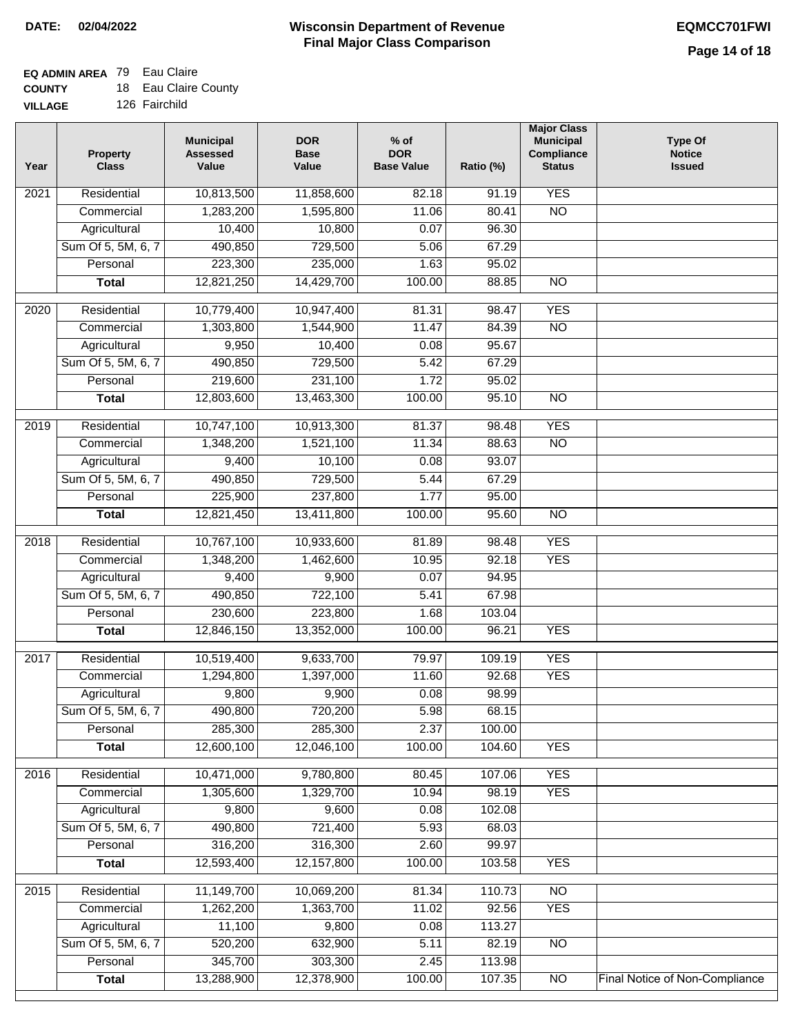**DATE: 02/04/2022**

# Wisconsin Department of Revenue
## Final Major Class Comparison

**EQMCC701FWI**

**EQ ADMIN AREA** 79 Eau Claire
**COUNTY** 18 Eau Claire County
**VILLAGE** 126 Fairchild

| Year | Property Class | Municipal Assessed Value | DOR Base Value | % of DOR Base Value | Ratio (%) | Major Class Municipal Compliance Status | Type Of Notice Issued |
|---|---|---|---|---|---|---|---|
| 2021 | Residential | 10,813,500 | 11,858,600 | 82.18 | 91.19 | YES | |
| | Commercial | 1,283,200 | 1,595,800 | 11.06 | 80.41 | NO | |
| | Agricultural | 10,400 | 10,800 | 0.07 | 96.30 | | |
| | Sum Of 5, 5M, 6, 7 | 490,850 | 729,500 | 5.06 | 67.29 | | |
| | Personal | 223,300 | 235,000 | 1.63 | 95.02 | | |
| | **Total** | 12,821,250 | 14,429,700 | 100.00 | 88.85 | NO | |
| 2020 | Residential | 10,779,400 | 10,947,400 | 81.31 | 98.47 | YES | |
| | Commercial | 1,303,800 | 1,544,900 | 11.47 | 84.39 | NO | |
| | Agricultural | 9,950 | 10,400 | 0.08 | 95.67 | | |
| | Sum Of 5, 5M, 6, 7 | 490,850 | 729,500 | 5.42 | 67.29 | | |
| | Personal | 219,600 | 231,100 | 1.72 | 95.02 | | |
| | **Total** | 12,803,600 | 13,463,300 | 100.00 | 95.10 | NO | |
| 2019 | Residential | 10,747,100 | 10,913,300 | 81.37 | 98.48 | YES | |
| | Commercial | 1,348,200 | 1,521,100 | 11.34 | 88.63 | NO | |
| | Agricultural | 9,400 | 10,100 | 0.08 | 93.07 | | |
| | Sum Of 5, 5M, 6, 7 | 490,850 | 729,500 | 5.44 | 67.29 | | |
| | Personal | 225,900 | 237,800 | 1.77 | 95.00 | | |
| | **Total** | 12,821,450 | 13,411,800 | 100.00 | 95.60 | NO | |
| 2018 | Residential | 10,767,100 | 10,933,600 | 81.89 | 98.48 | YES | |
| | Commercial | 1,348,200 | 1,462,600 | 10.95 | 92.18 | YES | |
| | Agricultural | 9,400 | 9,900 | 0.07 | 94.95 | | |
| | Sum Of 5, 5M, 6, 7 | 490,850 | 722,100 | 5.41 | 67.98 | | |
| | Personal | 230,600 | 223,800 | 1.68 | 103.04 | | |
| | **Total** | 12,846,150 | 13,352,000 | 100.00 | 96.21 | YES | |
| 2017 | Residential | 10,519,400 | 9,633,700 | 79.97 | 109.19 | YES | |
| | Commercial | 1,294,800 | 1,397,000 | 11.60 | 92.68 | YES | |
| | Agricultural | 9,800 | 9,900 | 0.08 | 98.99 | | |
| | Sum Of 5, 5M, 6, 7 | 490,800 | 720,200 | 5.98 | 68.15 | | |
| | Personal | 285,300 | 285,300 | 2.37 | 100.00 | | |
| | **Total** | 12,600,100 | 12,046,100 | 100.00 | 104.60 | YES | |
| 2016 | Residential | 10,471,000 | 9,780,800 | 80.45 | 107.06 | YES | |
| | Commercial | 1,305,600 | 1,329,700 | 10.94 | 98.19 | YES | |
| | Agricultural | 9,800 | 9,600 | 0.08 | 102.08 | | |
| | Sum Of 5, 5M, 6, 7 | 490,800 | 721,400 | 5.93 | 68.03 | | |
| | Personal | 316,200 | 316,300 | 2.60 | 99.97 | | |
| | **Total** | 12,593,400 | 12,157,800 | 100.00 | 103.58 | YES | |
| 2015 | Residential | 11,149,700 | 10,069,200 | 81.34 | 110.73 | NO | |
| | Commercial | 1,262,200 | 1,363,700 | 11.02 | 92.56 | YES | |
| | Agricultural | 11,100 | 9,800 | 0.08 | 113.27 | | |
| | Sum Of 5, 5M, 6, 7 | 520,200 | 632,900 | 5.11 | 82.19 | NO | |
| | Personal | 345,700 | 303,300 | 2.45 | 113.98 | | |
| | **Total** | 13,288,900 | 12,378,900 | 100.00 | 107.35 | NO | Final Notice of Non-Compliance |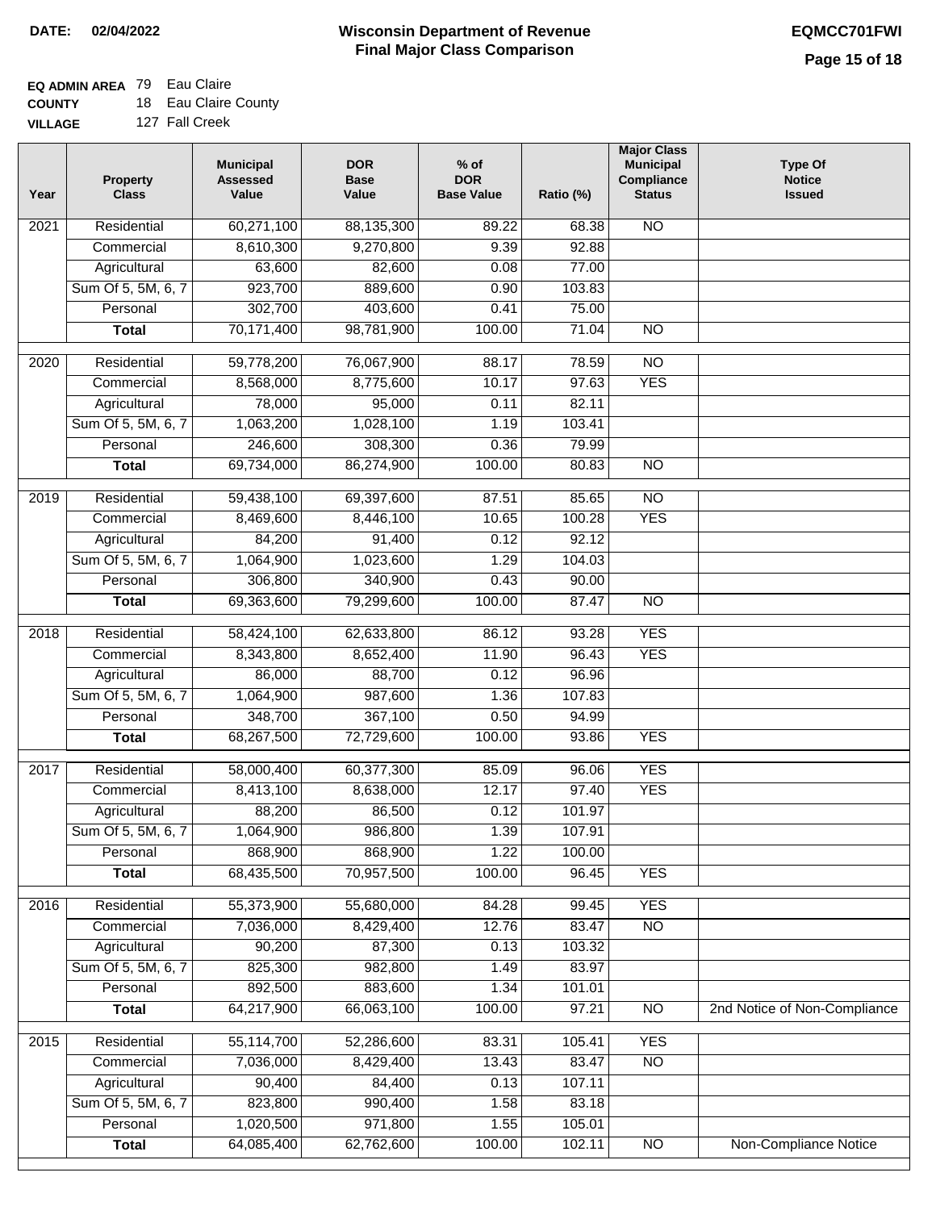**DATE: 02/04/2022**

# Wisconsin Department of Revenue
## Final Major Class Comparison

**EQMCC701FWI**

**EQ ADMIN AREA** 79 Eau Claire
**COUNTY** 18 Eau Claire County
**VILLAGE** 127 Fall Creek

| Year | Property Class | Municipal Assessed Value | DOR Base Value | % of DOR Base Value | Ratio (%) | Major Class Municipal Compliance Status | Type Of Notice Issued |
|---|---|---|---|---|---|---|---|
| 2021 | Residential | 60,271,100 | 88,135,300 | 89.22 | 68.38 | NO | |
| | Commercial | 8,610,300 | 9,270,800 | 9.39 | 92.88 | | |
| | Agricultural | 63,600 | 82,600 | 0.08 | 77.00 | | |
| | Sum Of 5, 5M, 6, 7 | 923,700 | 889,600 | 0.90 | 103.83 | | |
| | Personal | 302,700 | 403,600 | 0.41 | 75.00 | | |
| | **Total** | 70,171,400 | 98,781,900 | 100.00 | 71.04 | NO | |
| 2020 | Residential | 59,778,200 | 76,067,900 | 88.17 | 78.59 | NO | |
| | Commercial | 8,568,000 | 8,775,600 | 10.17 | 97.63 | YES | |
| | Agricultural | 78,000 | 95,000 | 0.11 | 82.11 | | |
| | Sum Of 5, 5M, 6, 7 | 1,063,200 | 1,028,100 | 1.19 | 103.41 | | |
| | Personal | 246,600 | 308,300 | 0.36 | 79.99 | | |
| | **Total** | 69,734,000 | 86,274,900 | 100.00 | 80.83 | NO | |
| 2019 | Residential | 59,438,100 | 69,397,600 | 87.51 | 85.65 | NO | |
| | Commercial | 8,469,600 | 8,446,100 | 10.65 | 100.28 | YES | |
| | Agricultural | 84,200 | 91,400 | 0.12 | 92.12 | | |
| | Sum Of 5, 5M, 6, 7 | 1,064,900 | 1,023,600 | 1.29 | 104.03 | | |
| | Personal | 306,800 | 340,900 | 0.43 | 90.00 | | |
| | **Total** | 69,363,600 | 79,299,600 | 100.00 | 87.47 | NO | |
| 2018 | Residential | 58,424,100 | 62,633,800 | 86.12 | 93.28 | YES | |
| | Commercial | 8,343,800 | 8,652,400 | 11.90 | 96.43 | YES | |
| | Agricultural | 86,000 | 88,700 | 0.12 | 96.96 | | |
| | Sum Of 5, 5M, 6, 7 | 1,064,900 | 987,600 | 1.36 | 107.83 | | |
| | Personal | 348,700 | 367,100 | 0.50 | 94.99 | | |
| | **Total** | 68,267,500 | 72,729,600 | 100.00 | 93.86 | YES | |
| 2017 | Residential | 58,000,400 | 60,377,300 | 85.09 | 96.06 | YES | |
| | Commercial | 8,413,100 | 8,638,000 | 12.17 | 97.40 | YES | |
| | Agricultural | 88,200 | 86,500 | 0.12 | 101.97 | | |
| | Sum Of 5, 5M, 6, 7 | 1,064,900 | 986,800 | 1.39 | 107.91 | | |
| | Personal | 868,900 | 868,900 | 1.22 | 100.00 | | |
| | **Total** | 68,435,500 | 70,957,500 | 100.00 | 96.45 | YES | |
| 2016 | Residential | 55,373,900 | 55,680,000 | 84.28 | 99.45 | YES | |
| | Commercial | 7,036,000 | 8,429,400 | 12.76 | 83.47 | NO | |
| | Agricultural | 90,200 | 87,300 | 0.13 | 103.32 | | |
| | Sum Of 5, 5M, 6, 7 | 825,300 | 982,800 | 1.49 | 83.97 | | |
| | Personal | 892,500 | 883,600 | 1.34 | 101.01 | | |
| | **Total** | 64,217,900 | 66,063,100 | 100.00 | 97.21 | NO | 2nd Notice of Non-Compliance |
| 2015 | Residential | 55,114,700 | 52,286,600 | 83.31 | 105.41 | YES | |
| | Commercial | 7,036,000 | 8,429,400 | 13.43 | 83.47 | NO | |
| | Agricultural | 90,400 | 84,400 | 0.13 | 107.11 | | |
| | Sum Of 5, 5M, 6, 7 | 823,800 | 990,400 | 1.58 | 83.18 | | |
| | Personal | 1,020,500 | 971,800 | 1.55 | 105.01 | | |
| | **Total** | 64,085,400 | 62,762,600 | 100.00 | 102.11 | NO | Non-Compliance Notice |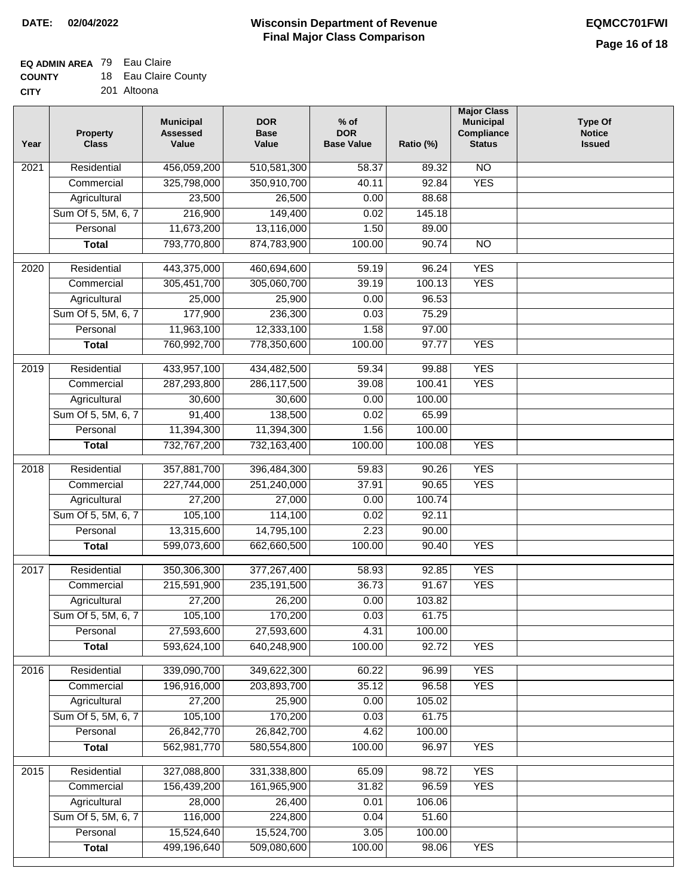**DATE: 02/04/2022**

# Wisconsin Department of Revenue
## Final Major Class Comparison

**EQMCC701FWI**

**EQ ADMIN AREA** 79 Eau Claire
**COUNTY** 18 Eau Claire County
**CITY** 201 Altoona

| Year | Property Class | Municipal Assessed Value | DOR Base Value | % of DOR Base Value | Ratio (%) | Major Class Municipal Compliance Status | Type Of Notice Issued |
|---|---|---|---|---|---|---|---|
| 2021 | Residential | 456,059,200 | 510,581,300 | 58.37 | 89.32 | NO | |
| | Commercial | 325,798,000 | 350,910,700 | 40.11 | 92.84 | YES | |
| | Agricultural | 23,500 | 26,500 | 0.00 | 88.68 | | |
| | Sum Of 5, 5M, 6, 7 | 216,900 | 149,400 | 0.02 | 145.18 | | |
| | Personal | 11,673,200 | 13,116,000 | 1.50 | 89.00 | | |
| | **Total** | 793,770,800 | 874,783,900 | 100.00 | 90.74 | NO | |
| 2020 | Residential | 443,375,000 | 460,694,600 | 59.19 | 96.24 | YES | |
| | Commercial | 305,451,700 | 305,060,700 | 39.19 | 100.13 | YES | |
| | Agricultural | 25,000 | 25,900 | 0.00 | 96.53 | | |
| | Sum Of 5, 5M, 6, 7 | 177,900 | 236,300 | 0.03 | 75.29 | | |
| | Personal | 11,963,100 | 12,333,100 | 1.58 | 97.00 | | |
| | **Total** | 760,992,700 | 778,350,600 | 100.00 | 97.77 | YES | |
| 2019 | Residential | 433,957,100 | 434,482,500 | 59.34 | 99.88 | YES | |
| | Commercial | 287,293,800 | 286,117,500 | 39.08 | 100.41 | YES | |
| | Agricultural | 30,600 | 30,600 | 0.00 | 100.00 | | |
| | Sum Of 5, 5M, 6, 7 | 91,400 | 138,500 | 0.02 | 65.99 | | |
| | Personal | 11,394,300 | 11,394,300 | 1.56 | 100.00 | | |
| | **Total** | 732,767,200 | 732,163,400 | 100.00 | 100.08 | YES | |
| 2018 | Residential | 357,881,700 | 396,484,300 | 59.83 | 90.26 | YES | |
| | Commercial | 227,744,000 | 251,240,000 | 37.91 | 90.65 | YES | |
| | Agricultural | 27,200 | 27,000 | 0.00 | 100.74 | | |
| | Sum Of 5, 5M, 6, 7 | 105,100 | 114,100 | 0.02 | 92.11 | | |
| | Personal | 13,315,600 | 14,795,100 | 2.23 | 90.00 | | |
| | **Total** | 599,073,600 | 662,660,500 | 100.00 | 90.40 | YES | |
| 2017 | Residential | 350,306,300 | 377,267,400 | 58.93 | 92.85 | YES | |
| | Commercial | 215,591,900 | 235,191,500 | 36.73 | 91.67 | YES | |
| | Agricultural | 27,200 | 26,200 | 0.00 | 103.82 | | |
| | Sum Of 5, 5M, 6, 7 | 105,100 | 170,200 | 0.03 | 61.75 | | |
| | Personal | 27,593,600 | 27,593,600 | 4.31 | 100.00 | | |
| | **Total** | 593,624,100 | 640,248,900 | 100.00 | 92.72 | YES | |
| 2016 | Residential | 339,090,700 | 349,622,300 | 60.22 | 96.99 | YES | |
| | Commercial | 196,916,000 | 203,893,700 | 35.12 | 96.58 | YES | |
| | Agricultural | 27,200 | 25,900 | 0.00 | 105.02 | | |
| | Sum Of 5, 5M, 6, 7 | 105,100 | 170,200 | 0.03 | 61.75 | | |
| | Personal | 26,842,770 | 26,842,700 | 4.62 | 100.00 | | |
| | **Total** | 562,981,770 | 580,554,800 | 100.00 | 96.97 | YES | |
| 2015 | Residential | 327,088,800 | 331,338,800 | 65.09 | 98.72 | YES | |
| | Commercial | 156,439,200 | 161,965,900 | 31.82 | 96.59 | YES | |
| | Agricultural | 28,000 | 26,400 | 0.01 | 106.06 | | |
| | Sum Of 5, 5M, 6, 7 | 116,000 | 224,800 | 0.04 | 51.60 | | |
| | Personal | 15,524,640 | 15,524,700 | 3.05 | 100.00 | | |
| | **Total** | 499,196,640 | 509,080,600 | 100.00 | 98.06 | YES | |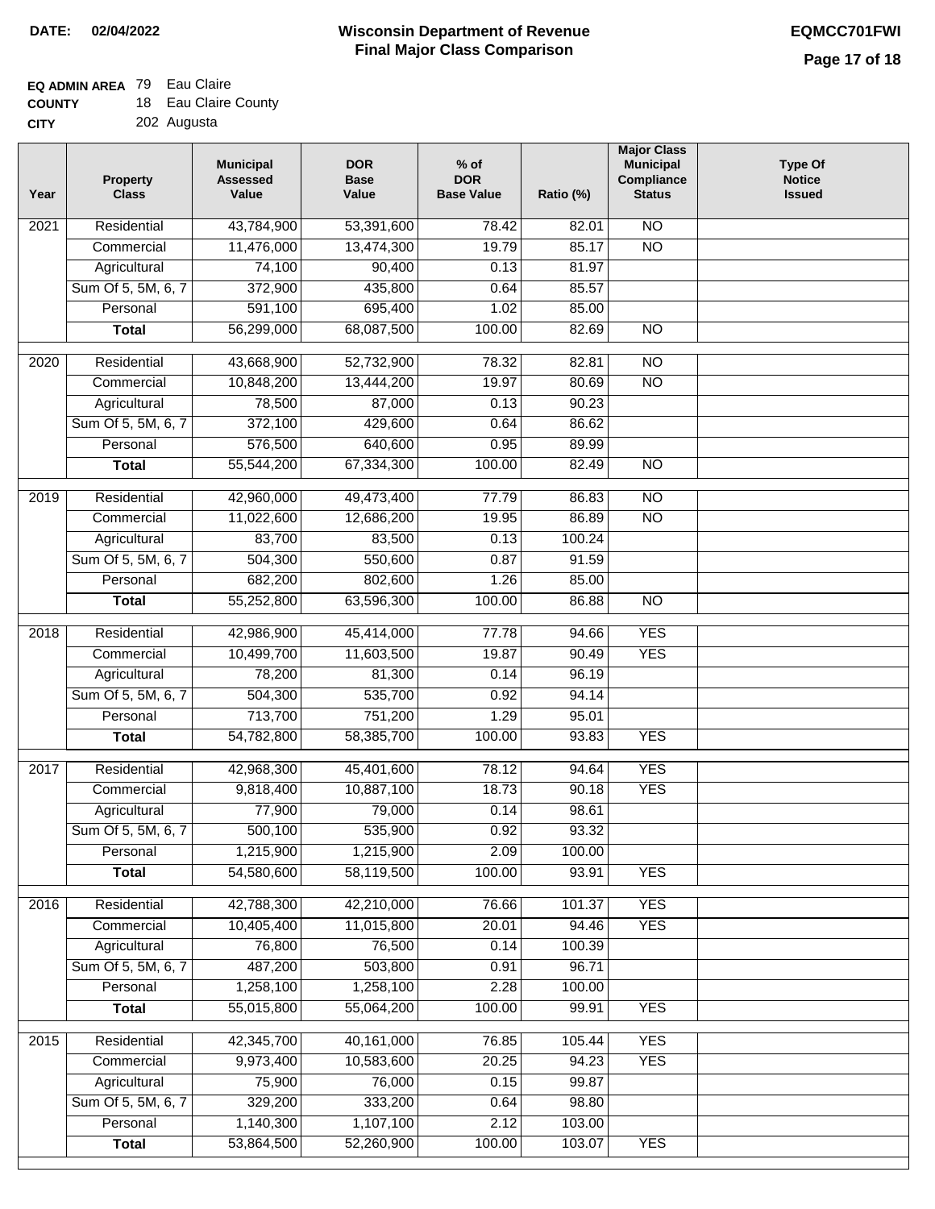**DATE: 02/04/2022**

# Wisconsin Department of Revenue
## Final Major Class Comparison

**EQMCC701FWI**

**EQ ADMIN AREA** 79 Eau Claire
**COUNTY** 18 Eau Claire County
**CITY** 202 Augusta

| Year | Property Class | Municipal Assessed Value | DOR Base Value | % of DOR Base Value | Ratio (%) | Major Class Municipal Compliance Status | Type Of Notice Issued |
|---|---|---|---|---|---|---|---|
| 2021 | Residential | 43,784,900 | 53,391,600 | 78.42 | 82.01 | NO | |
| | Commercial | 11,476,000 | 13,474,300 | 19.79 | 85.17 | NO | |
| | Agricultural | 74,100 | 90,400 | 0.13 | 81.97 | | |
| | Sum Of 5, 5M, 6, 7 | 372,900 | 435,800 | 0.64 | 85.57 | | |
| | Personal | 591,100 | 695,400 | 1.02 | 85.00 | | |
| | **Total** | 56,299,000 | 68,087,500 | 100.00 | 82.69 | NO | |
| 2020 | Residential | 43,668,900 | 52,732,900 | 78.32 | 82.81 | NO | |
| | Commercial | 10,848,200 | 13,444,200 | 19.97 | 80.69 | NO | |
| | Agricultural | 78,500 | 87,000 | 0.13 | 90.23 | | |
| | Sum Of 5, 5M, 6, 7 | 372,100 | 429,600 | 0.64 | 86.62 | | |
| | Personal | 576,500 | 640,600 | 0.95 | 89.99 | | |
| | **Total** | 55,544,200 | 67,334,300 | 100.00 | 82.49 | NO | |
| 2019 | Residential | 42,960,000 | 49,473,400 | 77.79 | 86.83 | NO | |
| | Commercial | 11,022,600 | 12,686,200 | 19.95 | 86.89 | NO | |
| | Agricultural | 83,700 | 83,500 | 0.13 | 100.24 | | |
| | Sum Of 5, 5M, 6, 7 | 504,300 | 550,600 | 0.87 | 91.59 | | |
| | Personal | 682,200 | 802,600 | 1.26 | 85.00 | | |
| | **Total** | 55,252,800 | 63,596,300 | 100.00 | 86.88 | NO | |
| 2018 | Residential | 42,986,900 | 45,414,000 | 77.78 | 94.66 | YES | |
| | Commercial | 10,499,700 | 11,603,500 | 19.87 | 90.49 | YES | |
| | Agricultural | 78,200 | 81,300 | 0.14 | 96.19 | | |
| | Sum Of 5, 5M, 6, 7 | 504,300 | 535,700 | 0.92 | 94.14 | | |
| | Personal | 713,700 | 751,200 | 1.29 | 95.01 | | |
| | **Total** | 54,782,800 | 58,385,700 | 100.00 | 93.83 | YES | |
| 2017 | Residential | 42,968,300 | 45,401,600 | 78.12 | 94.64 | YES | |
| | Commercial | 9,818,400 | 10,887,100 | 18.73 | 90.18 | YES | |
| | Agricultural | 77,900 | 79,000 | 0.14 | 98.61 | | |
| | Sum Of 5, 5M, 6, 7 | 500,100 | 535,900 | 0.92 | 93.32 | | |
| | Personal | 1,215,900 | 1,215,900 | 2.09 | 100.00 | | |
| | **Total** | 54,580,600 | 58,119,500 | 100.00 | 93.91 | YES | |
| 2016 | Residential | 42,788,300 | 42,210,000 | 76.66 | 101.37 | YES | |
| | Commercial | 10,405,400 | 11,015,800 | 20.01 | 94.46 | YES | |
| | Agricultural | 76,800 | 76,500 | 0.14 | 100.39 | | |
| | Sum Of 5, 5M, 6, 7 | 487,200 | 503,800 | 0.91 | 96.71 | | |
| | Personal | 1,258,100 | 1,258,100 | 2.28 | 100.00 | | |
| | **Total** | 55,015,800 | 55,064,200 | 100.00 | 99.91 | YES | |
| 2015 | Residential | 42,345,700 | 40,161,000 | 76.85 | 105.44 | YES | |
| | Commercial | 9,973,400 | 10,583,600 | 20.25 | 94.23 | YES | |
| | Agricultural | 75,900 | 76,000 | 0.15 | 99.87 | | |
| | Sum Of 5, 5M, 6, 7 | 329,200 | 333,200 | 0.64 | 98.80 | | |
| | Personal | 1,140,300 | 1,107,100 | 2.12 | 103.00 | | |
| | **Total** | 53,864,500 | 52,260,900 | 100.00 | 103.07 | YES | |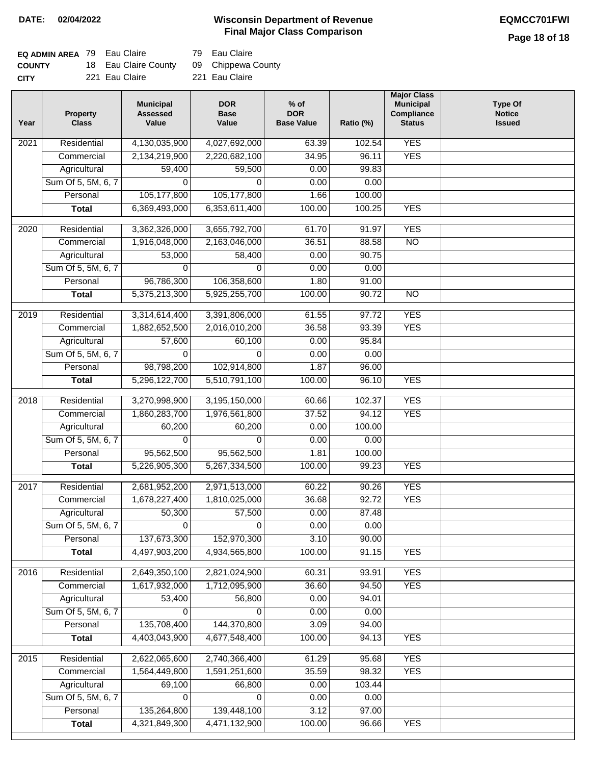**DATE: 02/04/2022**

# Wisconsin Department of Revenue
## Final Major Class Comparison

**EQMCC701FWI**

| | | |
|---|---|---|
| **EQ ADMIN AREA** | 79 Eau Claire | 79 Eau Claire |
| **COUNTY** | 18 Eau Claire County | 09 Chippewa County |
| **CITY** | 221 Eau Claire | 221 Eau Claire |

| Year | Property Class | Municipal Assessed Value | DOR Base Value | % of DOR Base Value | Ratio (%) | Major Class Municipal Compliance Status | Type Of Notice Issued |
|---|---|---|---|---|---|---|---|
| 2021 | Residential | 4,130,035,900 | 4,027,692,000 | 63.39 | 102.54 | YES | |
| | Commercial | 2,134,219,900 | 2,220,682,100 | 34.95 | 96.11 | YES | |
| | Agricultural | 59,400 | 59,500 | 0.00 | 99.83 | | |
| | Sum Of 5, 5M, 6, 7 | 0 | 0 | 0.00 | 0.00 | | |
| | Personal | 105,177,800 | 105,177,800 | 1.66 | 100.00 | | |
| | **Total** | 6,369,493,000 | 6,353,611,400 | 100.00 | 100.25 | YES | |
| 2020 | Residential | 3,362,326,000 | 3,655,792,700 | 61.70 | 91.97 | YES | |
| | Commercial | 1,916,048,000 | 2,163,046,000 | 36.51 | 88.58 | NO | |
| | Agricultural | 53,000 | 58,400 | 0.00 | 90.75 | | |
| | Sum Of 5, 5M, 6, 7 | 0 | 0 | 0.00 | 0.00 | | |
| | Personal | 96,786,300 | 106,358,600 | 1.80 | 91.00 | | |
| | **Total** | 5,375,213,300 | 5,925,255,700 | 100.00 | 90.72 | NO | |
| 2019 | Residential | 3,314,614,400 | 3,391,806,000 | 61.55 | 97.72 | YES | |
| | Commercial | 1,882,652,500 | 2,016,010,200 | 36.58 | 93.39 | YES | |
| | Agricultural | 57,600 | 60,100 | 0.00 | 95.84 | | |
| | Sum Of 5, 5M, 6, 7 | 0 | 0 | 0.00 | 0.00 | | |
| | Personal | 98,798,200 | 102,914,800 | 1.87 | 96.00 | | |
| | **Total** | 5,296,122,700 | 5,510,791,100 | 100.00 | 96.10 | YES | |
| 2018 | Residential | 3,270,998,900 | 3,195,150,000 | 60.66 | 102.37 | YES | |
| | Commercial | 1,860,283,700 | 1,976,561,800 | 37.52 | 94.12 | YES | |
| | Agricultural | 60,200 | 60,200 | 0.00 | 100.00 | | |
| | Sum Of 5, 5M, 6, 7 | 0 | 0 | 0.00 | 0.00 | | |
| | Personal | 95,562,500 | 95,562,500 | 1.81 | 100.00 | | |
| | **Total** | 5,226,905,300 | 5,267,334,500 | 100.00 | 99.23 | YES | |
| 2017 | Residential | 2,681,952,200 | 2,971,513,000 | 60.22 | 90.26 | YES | |
| | Commercial | 1,678,227,400 | 1,810,025,000 | 36.68 | 92.72 | YES | |
| | Agricultural | 50,300 | 57,500 | 0.00 | 87.48 | | |
| | Sum Of 5, 5M, 6, 7 | 0 | 0 | 0.00 | 0.00 | | |
| | Personal | 137,673,300 | 152,970,300 | 3.10 | 90.00 | | |
| | **Total** | 4,497,903,200 | 4,934,565,800 | 100.00 | 91.15 | YES | |
| 2016 | Residential | 2,649,350,100 | 2,821,024,900 | 60.31 | 93.91 | YES | |
| | Commercial | 1,617,932,000 | 1,712,095,900 | 36.60 | 94.50 | YES | |
| | Agricultural | 53,400 | 56,800 | 0.00 | 94.01 | | |
| | Sum Of 5, 5M, 6, 7 | 0 | 0 | 0.00 | 0.00 | | |
| | Personal | 135,708,400 | 144,370,800 | 3.09 | 94.00 | | |
| | **Total** | 4,403,043,900 | 4,677,548,400 | 100.00 | 94.13 | YES | |
| 2015 | Residential | 2,622,065,600 | 2,740,366,400 | 61.29 | 95.68 | YES | |
| | Commercial | 1,564,449,800 | 1,591,251,600 | 35.59 | 98.32 | YES | |
| | Agricultural | 69,100 | 66,800 | 0.00 | 103.44 | | |
| | Sum Of 5, 5M, 6, 7 | 0 | 0 | 0.00 | 0.00 | | |
| | Personal | 135,264,800 | 139,448,100 | 3.12 | 97.00 | | |
| | **Total** | 4,321,849,300 | 4,471,132,900 | 100.00 | 96.66 | YES | |